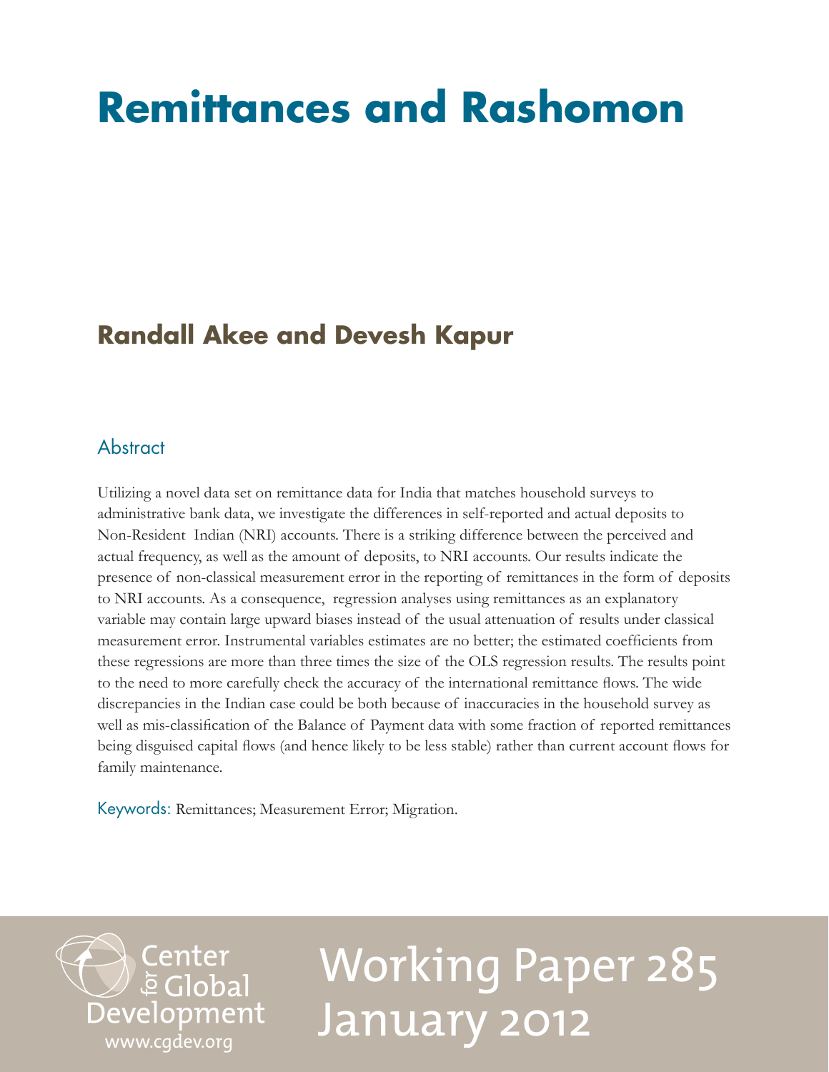# Remittances and Rashomon

## Randall Akee and Devesh Kapur

### Abstract

Utilizing a novel data set on remittance data for India that matches household surveys to administrative bank data, we investigate the differences in self-reported and actual deposits to Non-Resident Indian (NRI) accounts. There is a striking difference between the perceived and actual frequency, as well as the amount of deposits, to NRI accounts. Our results indicate the presence of non-classical measurement error in the reporting of remittances in the form of deposits to NRI accounts. As a consequence, regression analyses using remittances as an explanatory variable may contain large upward biases instead of the usual attenuation of results under classical measurement error. Instrumental variables estimates are no better; the estimated coefficients from these regressions are more than three times the size of the OLS regression results. The results point to the need to more carefully check the accuracy of the international remittance flows. The wide discrepancies in the Indian case could be both because of inaccuracies in the household survey as well as mis-classification of the Balance of Payment data with some fraction of reported remittances being disguised capital flows (and hence likely to be less stable) rather than current account flows for family maintenance.

Keywords: Remittances; Measurement Error; Migration.

Center for Global Development
www.cgdev.org

Working Paper 285
January 2012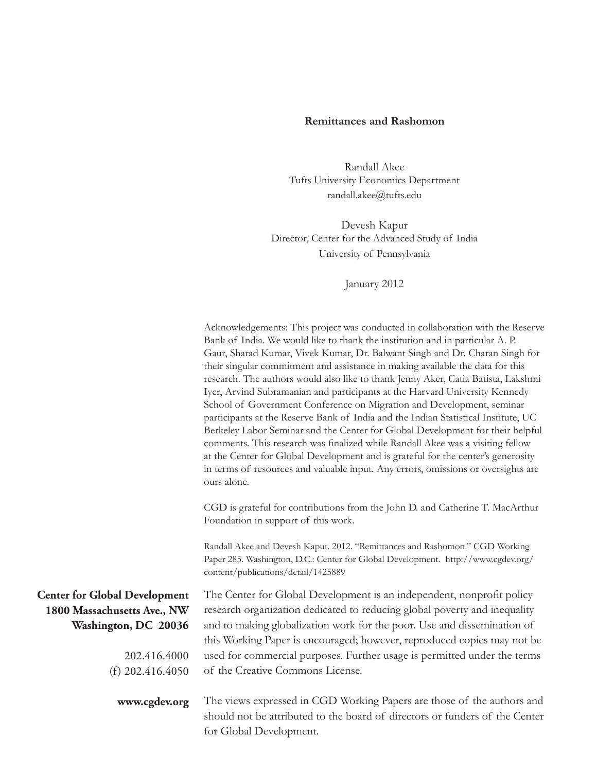**Remittances and Rashomon**

Randall Akee
Tufts University Economics Department
randall.akee@tufts.edu

Devesh Kapur
Director, Center for the Advanced Study of India
University of Pennsylvania

January 2012

Acknowledgements: This project was conducted in collaboration with the Reserve Bank of India. We would like to thank the institution and in particular A. P. Gaur, Sharad Kumar, Vivek Kumar, Dr. Balwant Singh and Dr. Charan Singh for their singular commitment and assistance in making available the data for this research. The authors would also like to thank Jenny Aker, Catia Batista, Lakshmi Iyer, Arvind Subramanian and participants at the Harvard University Kennedy School of Government Conference on Migration and Development, seminar participants at the Reserve Bank of India and the Indian Statistical Institute, UC Berkeley Labor Seminar and the Center for Global Development for their helpful comments. This research was finalized while Randall Akee was a visiting fellow at the Center for Global Development and is grateful for the center's generosity in terms of resources and valuable input. Any errors, omissions or oversights are ours alone.

CGD is grateful for contributions from the John D. and Catherine T. MacArthur Foundation in support of this work.

Randall Akee and Devesh Kaput. 2012. "Remittances and Rashomon." CGD Working Paper 285. Washington, D.C.: Center for Global Development. http://www.cgdev.org/content/publications/detail/1425889

**Center for Global Development**
**1800 Massachusetts Ave., NW**
**Washington, DC 20036**

202.416.4000
(f) 202.416.4050

**www.cgdev.org**

The Center for Global Development is an independent, nonprofit policy research organization dedicated to reducing global poverty and inequality and to making globalization work for the poor. Use and dissemination of this Working Paper is encouraged; however, reproduced copies may not be used for commercial purposes. Further usage is permitted under the terms of the Creative Commons License.

The views expressed in CGD Working Papers are those of the authors and should not be attributed to the board of directors or funders of the Center for Global Development.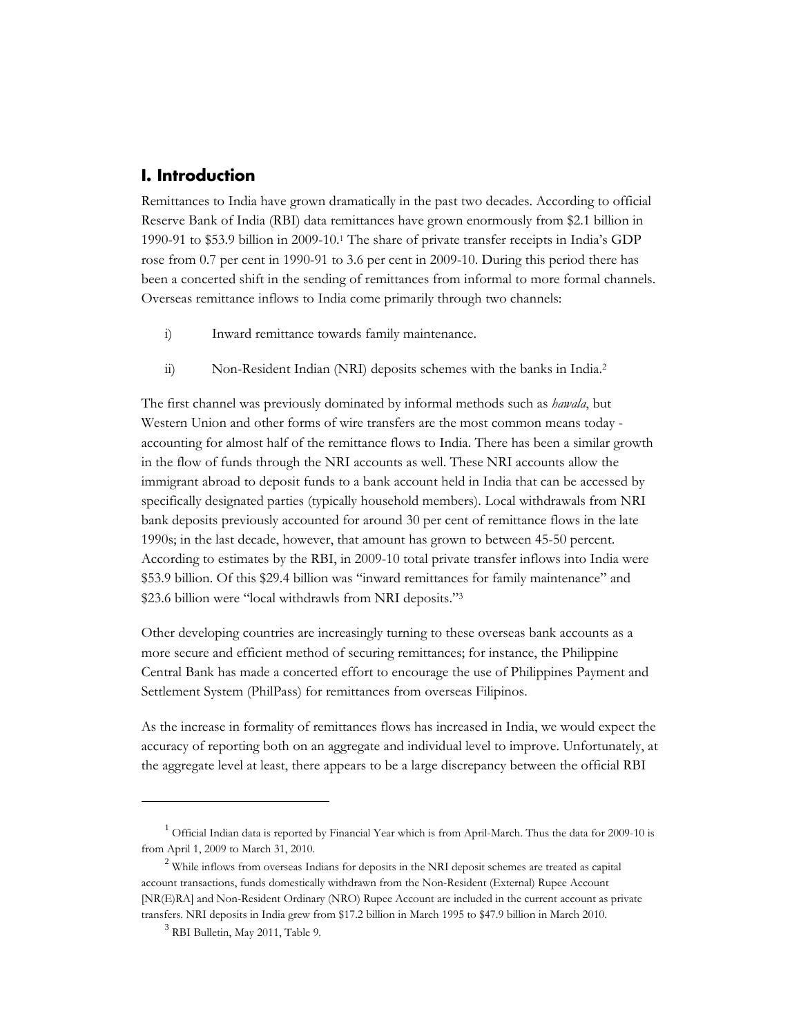## I. Introduction

Remittances to India have grown dramatically in the past two decades. According to official Reserve Bank of India (RBI) data remittances have grown enormously from $2.1 billion in 1990-91 to $53.9 billion in 2009-10.[1] The share of private transfer receipts in India's GDP rose from 0.7 per cent in 1990-91 to 3.6 per cent in 2009-10. During this period there has been a concerted shift in the sending of remittances from informal to more formal channels. Overseas remittance inflows to India come primarily through two channels:

i) Inward remittance towards family maintenance.

ii) Non-Resident Indian (NRI) deposits schemes with the banks in India.[2]

The first channel was previously dominated by informal methods such as *hawala*, but Western Union and other forms of wire transfers are the most common means today - accounting for almost half of the remittance flows to India. There has been a similar growth in the flow of funds through the NRI accounts as well. These NRI accounts allow the immigrant abroad to deposit funds to a bank account held in India that can be accessed by specifically designated parties (typically household members). Local withdrawals from NRI bank deposits previously accounted for around 30 per cent of remittance flows in the late 1990s; in the last decade, however, that amount has grown to between 45-50 percent. According to estimates by the RBI, in 2009-10 total private transfer inflows into India were $53.9 billion. Of this $29.4 billion was "inward remittances for family maintenance" and $23.6 billion were "local withdrawls from NRI deposits."[3]

Other developing countries are increasingly turning to these overseas bank accounts as a more secure and efficient method of securing remittances; for instance, the Philippine Central Bank has made a concerted effort to encourage the use of Philippines Payment and Settlement System (PhilPass) for remittances from overseas Filipinos.

As the increase in formality of remittances flows has increased in India, we would expect the accuracy of reporting both on an aggregate and individual level to improve. Unfortunately, at the aggregate level at least, there appears to be a large discrepancy between the official RBI

---

[1] Official Indian data is reported by Financial Year which is from April-March. Thus the data for 2009-10 is from April 1, 2009 to March 31, 2010.

[2] While inflows from overseas Indians for deposits in the NRI deposit schemes are treated as capital account transactions, funds domestically withdrawn from the Non-Resident (External) Rupee Account [NR(E)RA] and Non-Resident Ordinary (NRO) Rupee Account are included in the current account as private transfers. NRI deposits in India grew from $17.2 billion in March 1995 to $47.9 billion in March 2010.

[3] RBI Bulletin, May 2011, Table 9.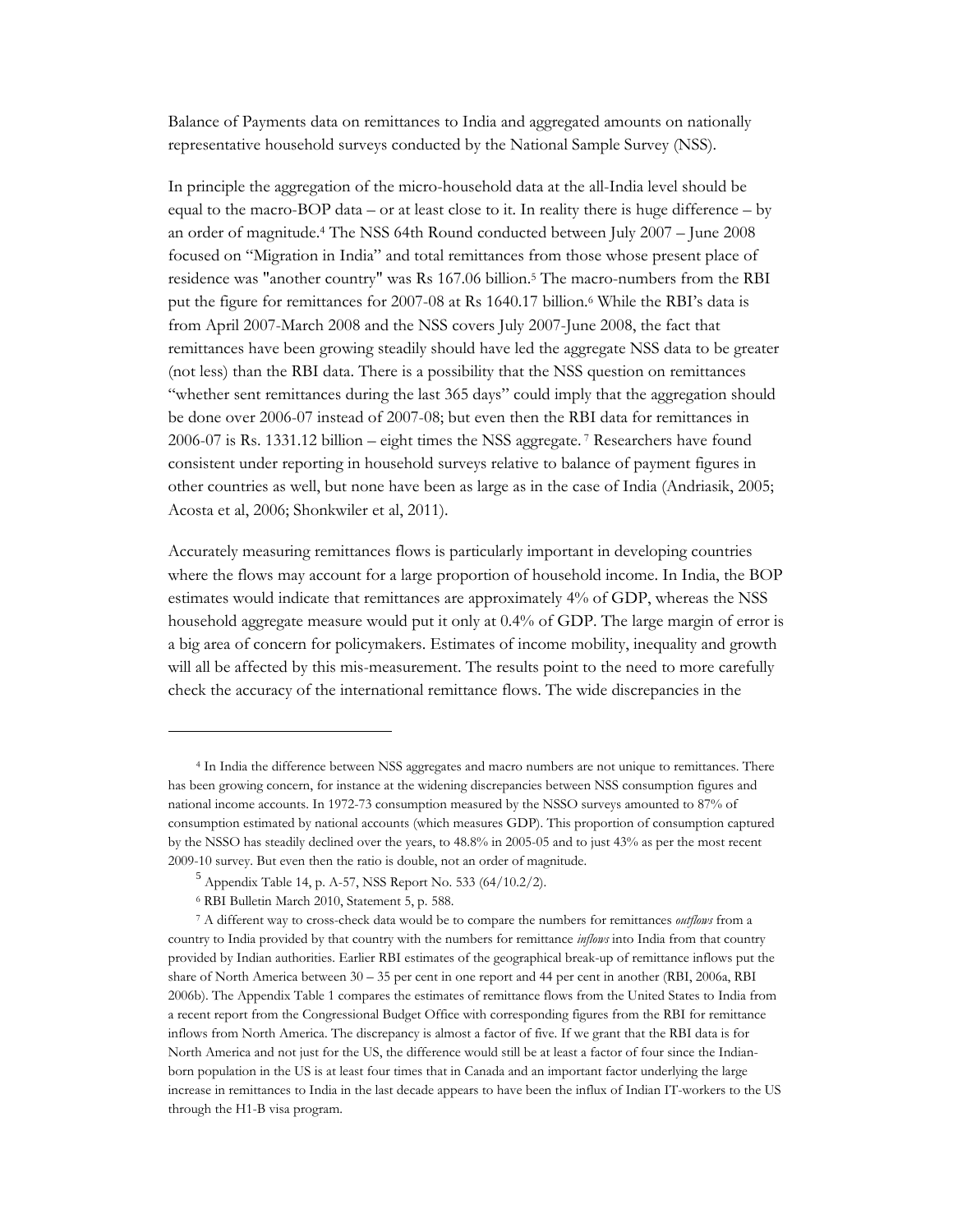Balance of Payments data on remittances to India and aggregated amounts on nationally representative household surveys conducted by the National Sample Survey (NSS).

In principle the aggregation of the micro-household data at the all-India level should be equal to the macro-BOP data – or at least close to it. In reality there is huge difference – by an order of magnitude.[4] The NSS 64th Round conducted between July 2007 – June 2008 focused on "Migration in India" and total remittances from those whose present place of residence was "another country" was Rs 167.06 billion.[5] The macro-numbers from the RBI put the figure for remittances for 2007-08 at Rs 1640.17 billion.[6] While the RBI's data is from April 2007-March 2008 and the NSS covers July 2007-June 2008, the fact that remittances have been growing steadily should have led the aggregate NSS data to be greater (not less) than the RBI data. There is a possibility that the NSS question on remittances "whether sent remittances during the last 365 days" could imply that the aggregation should be done over 2006-07 instead of 2007-08; but even then the RBI data for remittances in 2006-07 is Rs. 1331.12 billion – eight times the NSS aggregate.[7] Researchers have found consistent under reporting in household surveys relative to balance of payment figures in other countries as well, but none have been as large as in the case of India (Andriasik, 2005; Acosta et al, 2006; Shonkwiler et al, 2011).

Accurately measuring remittances flows is particularly important in developing countries where the flows may account for a large proportion of household income. In India, the BOP estimates would indicate that remittances are approximately 4% of GDP, whereas the NSS household aggregate measure would put it only at 0.4% of GDP. The large margin of error is a big area of concern for policymakers. Estimates of income mobility, inequality and growth will all be affected by this mis-measurement. The results point to the need to more carefully check the accuracy of the international remittance flows. The wide discrepancies in the

---

[4] In India the difference between NSS aggregates and macro numbers are not unique to remittances. There has been growing concern, for instance at the widening discrepancies between NSS consumption figures and national income accounts. In 1972-73 consumption measured by the NSSO surveys amounted to 87% of consumption estimated by national accounts (which measures GDP). This proportion of consumption captured by the NSSO has steadily declined over the years, to 48.8% in 2005-05 and to just 43% as per the most recent 2009-10 survey. But even then the ratio is double, not an order of magnitude.

[5] Appendix Table 14, p. A-57, NSS Report No. 533 (64/10.2/2).

[6] RBI Bulletin March 2010, Statement 5, p. 588.

[7] A different way to cross-check data would be to compare the numbers for remittances *outflows* from a country to India provided by that country with the numbers for remittance *inflows* into India from that country provided by Indian authorities. Earlier RBI estimates of the geographical break-up of remittance inflows put the share of North America between 30 – 35 per cent in one report and 44 per cent in another (RBI, 2006a, RBI 2006b). The Appendix Table 1 compares the estimates of remittance flows from the United States to India from a recent report from the Congressional Budget Office with corresponding figures from the RBI for remittance inflows from North America. The discrepancy is almost a factor of five. If we grant that the RBI data is for North America and not just for the US, the difference would still be at least a factor of four since the Indian-born population in the US is at least four times that in Canada and an important factor underlying the large increase in remittances to India in the last decade appears to have been the influx of Indian IT-workers to the US through the H1-B visa program.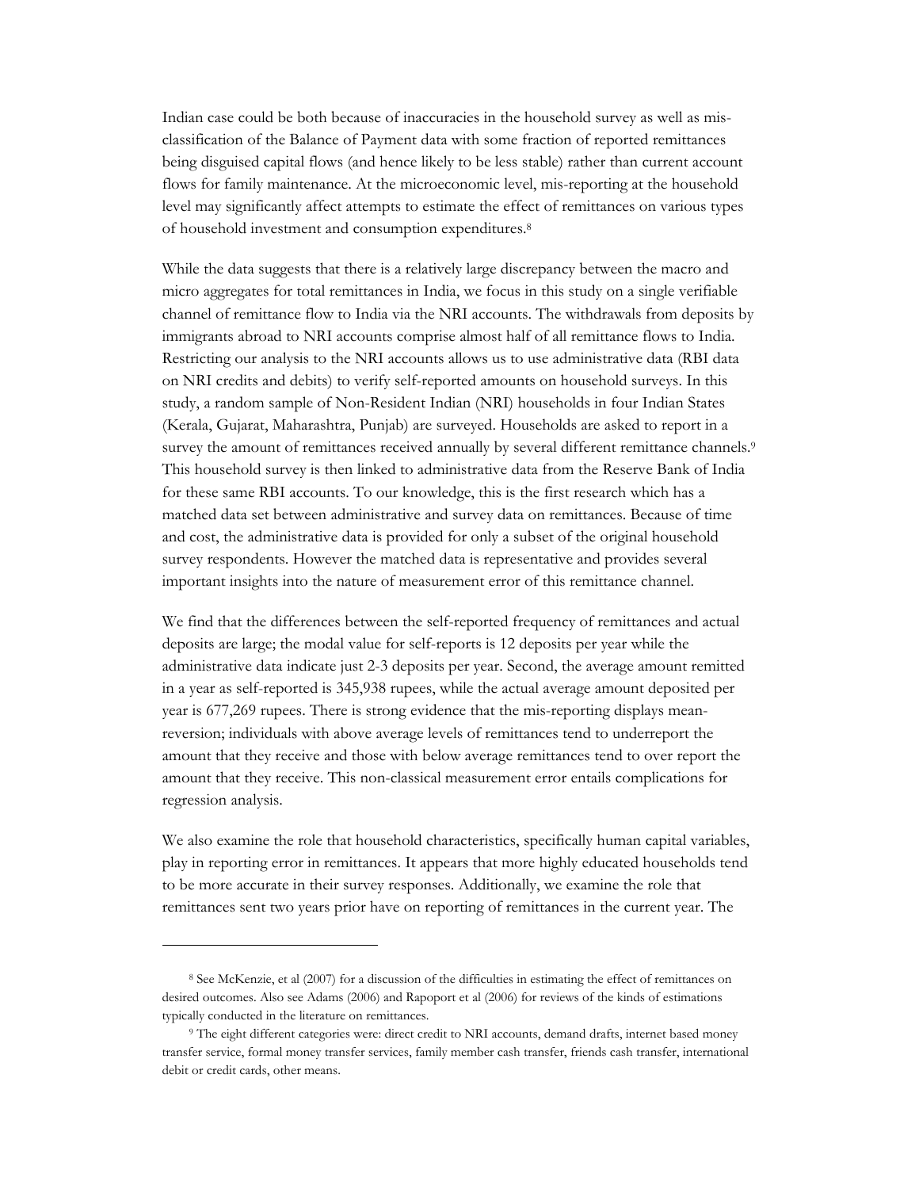Indian case could be both because of inaccuracies in the household survey as well as mis-classification of the Balance of Payment data with some fraction of reported remittances being disguised capital flows (and hence likely to be less stable) rather than current account flows for family maintenance. At the microeconomic level, mis-reporting at the household level may significantly affect attempts to estimate the effect of remittances on various types of household investment and consumption expenditures.[8]

While the data suggests that there is a relatively large discrepancy between the macro and micro aggregates for total remittances in India, we focus in this study on a single verifiable channel of remittance flow to India via the NRI accounts. The withdrawals from deposits by immigrants abroad to NRI accounts comprise almost half of all remittance flows to India. Restricting our analysis to the NRI accounts allows us to use administrative data (RBI data on NRI credits and debits) to verify self-reported amounts on household surveys. In this study, a random sample of Non-Resident Indian (NRI) households in four Indian States (Kerala, Gujarat, Maharashtra, Punjab) are surveyed. Households are asked to report in a survey the amount of remittances received annually by several different remittance channels.[9] This household survey is then linked to administrative data from the Reserve Bank of India for these same RBI accounts. To our knowledge, this is the first research which has a matched data set between administrative and survey data on remittances. Because of time and cost, the administrative data is provided for only a subset of the original household survey respondents. However the matched data is representative and provides several important insights into the nature of measurement error of this remittance channel.

We find that the differences between the self-reported frequency of remittances and actual deposits are large; the modal value for self-reports is 12 deposits per year while the administrative data indicate just 2-3 deposits per year. Second, the average amount remitted in a year as self-reported is 345,938 rupees, while the actual average amount deposited per year is 677,269 rupees. There is strong evidence that the mis-reporting displays mean-reversion; individuals with above average levels of remittances tend to underreport the amount that they receive and those with below average remittances tend to over report the amount that they receive. This non-classical measurement error entails complications for regression analysis.

We also examine the role that household characteristics, specifically human capital variables, play in reporting error in remittances. It appears that more highly educated households tend to be more accurate in their survey responses. Additionally, we examine the role that remittances sent two years prior have on reporting of remittances in the current year. The

---

[8] See McKenzie, et al (2007) for a discussion of the difficulties in estimating the effect of remittances on desired outcomes. Also see Adams (2006) and Rapoport et al (2006) for reviews of the kinds of estimations typically conducted in the literature on remittances.

[9] The eight different categories were: direct credit to NRI accounts, demand drafts, internet based money transfer service, formal money transfer services, family member cash transfer, friends cash transfer, international debit or credit cards, other means.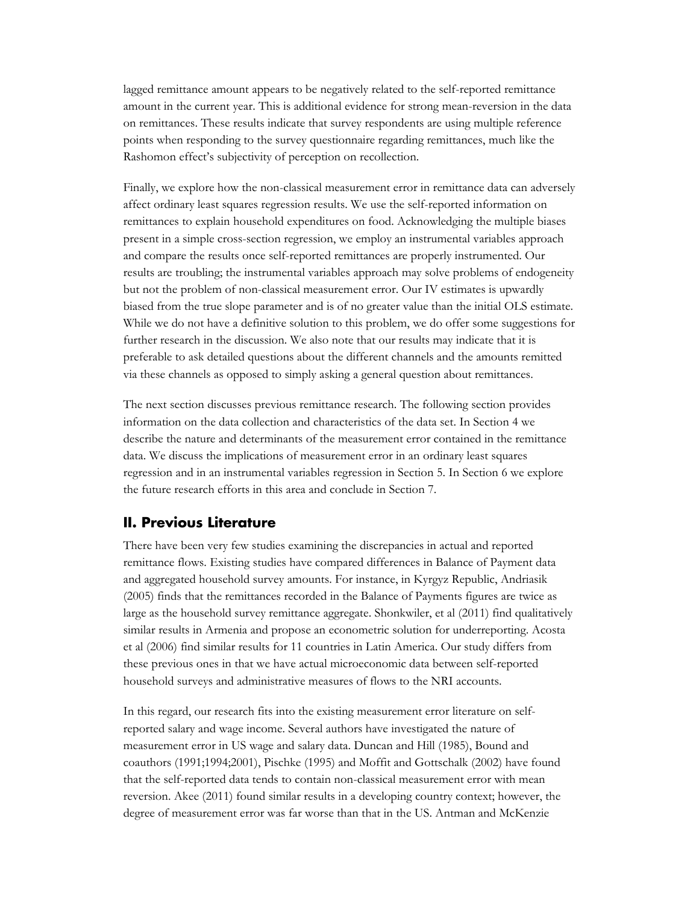lagged remittance amount appears to be negatively related to the self-reported remittance amount in the current year. This is additional evidence for strong mean-reversion in the data on remittances. These results indicate that survey respondents are using multiple reference points when responding to the survey questionnaire regarding remittances, much like the Rashomon effect's subjectivity of perception on recollection.

Finally, we explore how the non-classical measurement error in remittance data can adversely affect ordinary least squares regression results. We use the self-reported information on remittances to explain household expenditures on food. Acknowledging the multiple biases present in a simple cross-section regression, we employ an instrumental variables approach and compare the results once self-reported remittances are properly instrumented. Our results are troubling; the instrumental variables approach may solve problems of endogeneity but not the problem of non-classical measurement error. Our IV estimates is upwardly biased from the true slope parameter and is of no greater value than the initial OLS estimate. While we do not have a definitive solution to this problem, we do offer some suggestions for further research in the discussion. We also note that our results may indicate that it is preferable to ask detailed questions about the different channels and the amounts remitted via these channels as opposed to simply asking a general question about remittances.

The next section discusses previous remittance research. The following section provides information on the data collection and characteristics of the data set. In Section 4 we describe the nature and determinants of the measurement error contained in the remittance data. We discuss the implications of measurement error in an ordinary least squares regression and in an instrumental variables regression in Section 5. In Section 6 we explore the future research efforts in this area and conclude in Section 7.

## II. Previous Literature

There have been very few studies examining the discrepancies in actual and reported remittance flows. Existing studies have compared differences in Balance of Payment data and aggregated household survey amounts. For instance, in Kyrgyz Republic, Andriasik (2005) finds that the remittances recorded in the Balance of Payments figures are twice as large as the household survey remittance aggregate. Shonkwiler, et al (2011) find qualitatively similar results in Armenia and propose an econometric solution for underreporting. Acosta et al (2006) find similar results for 11 countries in Latin America. Our study differs from these previous ones in that we have actual microeconomic data between self-reported household surveys and administrative measures of flows to the NRI accounts.

In this regard, our research fits into the existing measurement error literature on self-reported salary and wage income. Several authors have investigated the nature of measurement error in US wage and salary data. Duncan and Hill (1985), Bound and coauthors (1991;1994;2001), Pischke (1995) and Moffit and Gottschalk (2002) have found that the self-reported data tends to contain non-classical measurement error with mean reversion. Akee (2011) found similar results in a developing country context; however, the degree of measurement error was far worse than that in the US. Antman and McKenzie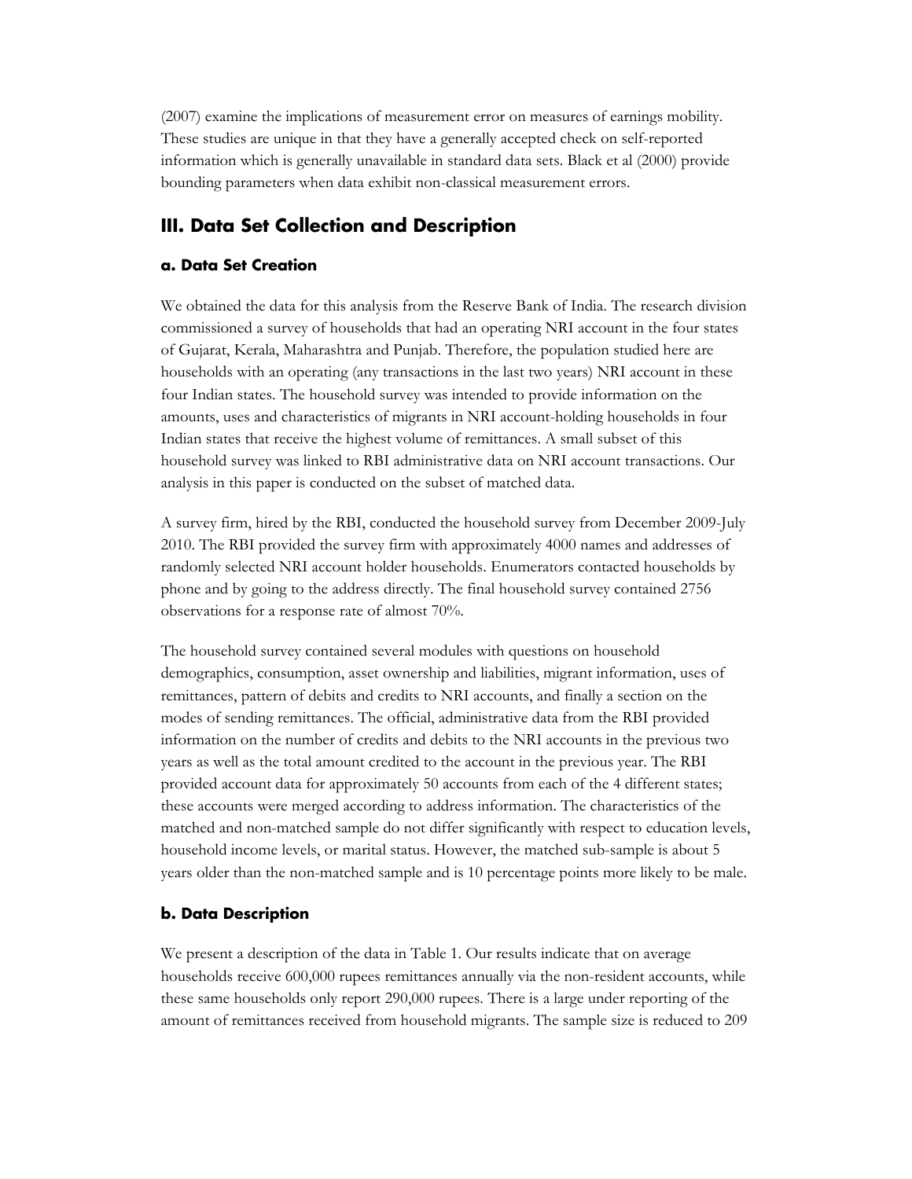(2007) examine the implications of measurement error on measures of earnings mobility. These studies are unique in that they have a generally accepted check on self-reported information which is generally unavailable in standard data sets. Black et al (2000) provide bounding parameters when data exhibit non-classical measurement errors.

## III. Data Set Collection and Description

### a. Data Set Creation

We obtained the data for this analysis from the Reserve Bank of India. The research division commissioned a survey of households that had an operating NRI account in the four states of Gujarat, Kerala, Maharashtra and Punjab. Therefore, the population studied here are households with an operating (any transactions in the last two years) NRI account in these four Indian states. The household survey was intended to provide information on the amounts, uses and characteristics of migrants in NRI account-holding households in four Indian states that receive the highest volume of remittances. A small subset of this household survey was linked to RBI administrative data on NRI account transactions. Our analysis in this paper is conducted on the subset of matched data.

A survey firm, hired by the RBI, conducted the household survey from December 2009-July 2010. The RBI provided the survey firm with approximately 4000 names and addresses of randomly selected NRI account holder households. Enumerators contacted households by phone and by going to the address directly. The final household survey contained 2756 observations for a response rate of almost 70%.

The household survey contained several modules with questions on household demographics, consumption, asset ownership and liabilities, migrant information, uses of remittances, pattern of debits and credits to NRI accounts, and finally a section on the modes of sending remittances. The official, administrative data from the RBI provided information on the number of credits and debits to the NRI accounts in the previous two years as well as the total amount credited to the account in the previous year. The RBI provided account data for approximately 50 accounts from each of the 4 different states; these accounts were merged according to address information. The characteristics of the matched and non-matched sample do not differ significantly with respect to education levels, household income levels, or marital status. However, the matched sub-sample is about 5 years older than the non-matched sample and is 10 percentage points more likely to be male.

### b. Data Description

We present a description of the data in Table 1. Our results indicate that on average households receive 600,000 rupees remittances annually via the non-resident accounts, while these same households only report 290,000 rupees. There is a large under reporting of the amount of remittances received from household migrants. The sample size is reduced to 209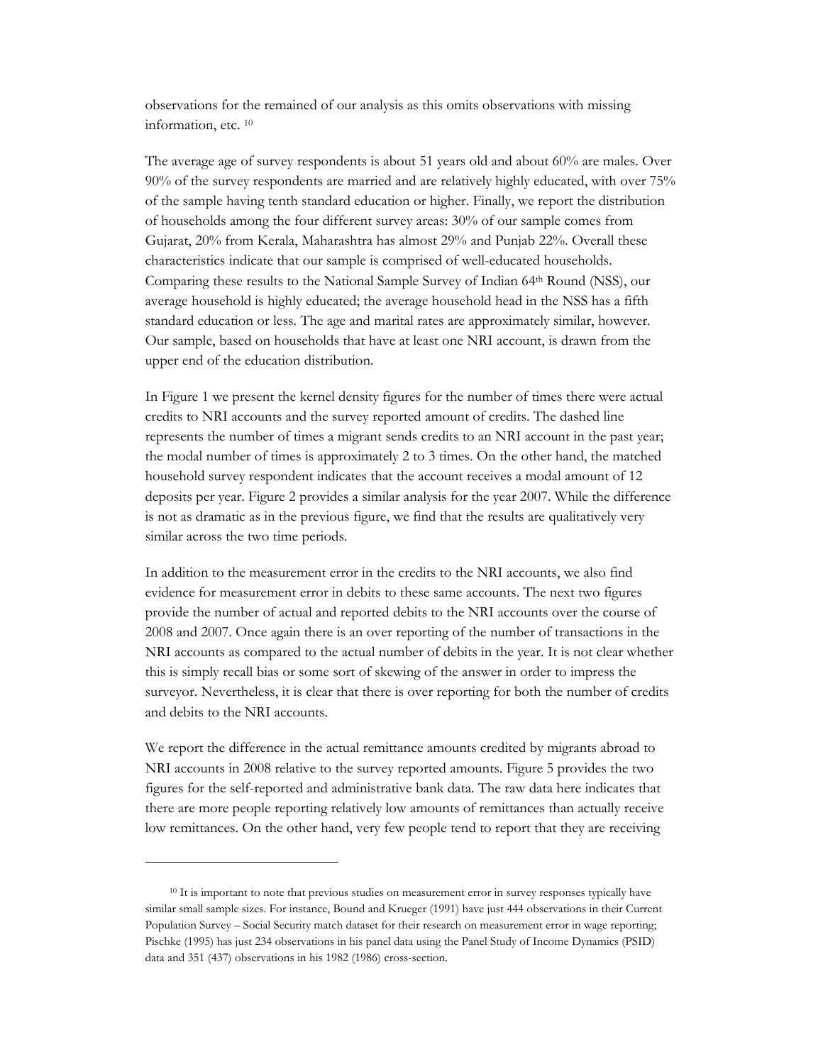observations for the remained of our analysis as this omits observations with missing information, etc. [10]

The average age of survey respondents is about 51 years old and about 60% are males. Over 90% of the survey respondents are married and are relatively highly educated, with over 75% of the sample having tenth standard education or higher. Finally, we report the distribution of households among the four different survey areas: 30% of our sample comes from Gujarat, 20% from Kerala, Maharashtra has almost 29% and Punjab 22%. Overall these characteristics indicate that our sample is comprised of well-educated households. Comparing these results to the National Sample Survey of Indian 64th Round (NSS), our average household is highly educated; the average household head in the NSS has a fifth standard education or less. The age and marital rates are approximately similar, however. Our sample, based on households that have at least one NRI account, is drawn from the upper end of the education distribution.

In Figure 1 we present the kernel density figures for the number of times there were actual credits to NRI accounts and the survey reported amount of credits. The dashed line represents the number of times a migrant sends credits to an NRI account in the past year; the modal number of times is approximately 2 to 3 times. On the other hand, the matched household survey respondent indicates that the account receives a modal amount of 12 deposits per year. Figure 2 provides a similar analysis for the year 2007. While the difference is not as dramatic as in the previous figure, we find that the results are qualitatively very similar across the two time periods.

In addition to the measurement error in the credits to the NRI accounts, we also find evidence for measurement error in debits to these same accounts. The next two figures provide the number of actual and reported debits to the NRI accounts over the course of 2008 and 2007. Once again there is an over reporting of the number of transactions in the NRI accounts as compared to the actual number of debits in the year. It is not clear whether this is simply recall bias or some sort of skewing of the answer in order to impress the surveyor. Nevertheless, it is clear that there is over reporting for both the number of credits and debits to the NRI accounts.

We report the difference in the actual remittance amounts credited by migrants abroad to NRI accounts in 2008 relative to the survey reported amounts. Figure 5 provides the two figures for the self-reported and administrative bank data. The raw data here indicates that there are more people reporting relatively low amounts of remittances than actually receive low remittances. On the other hand, very few people tend to report that they are receiving

---

[10] It is important to note that previous studies on measurement error in survey responses typically have similar small sample sizes. For instance, Bound and Krueger (1991) have just 444 observations in their Current Population Survey – Social Security match dataset for their research on measurement error in wage reporting; Pischke (1995) has just 234 observations in his panel data using the Panel Study of Income Dynamics (PSID) data and 351 (437) observations in his 1982 (1986) cross-section.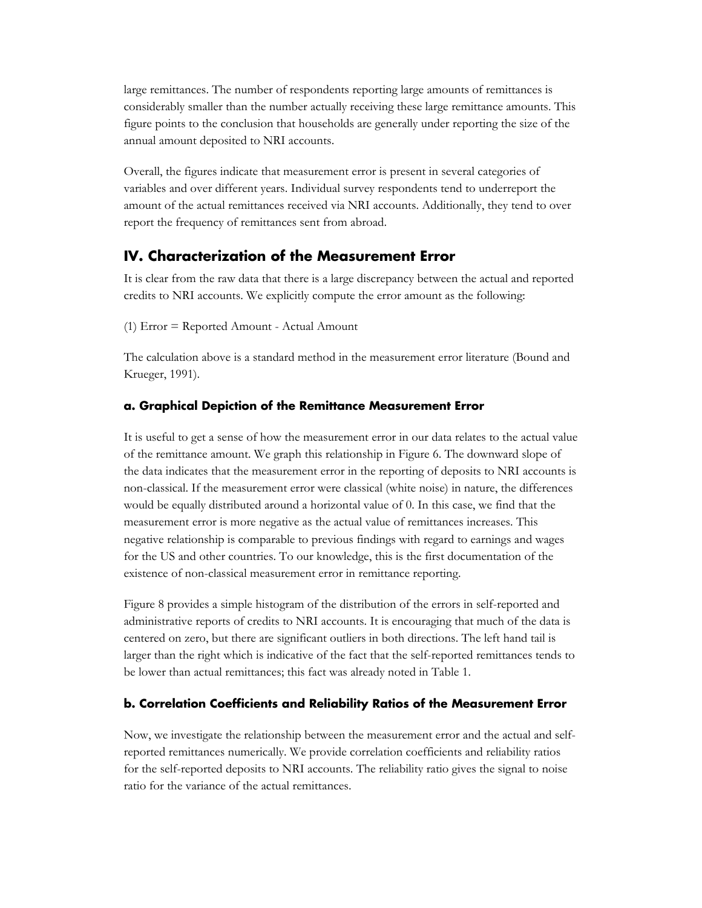large remittances. The number of respondents reporting large amounts of remittances is considerably smaller than the number actually receiving these large remittance amounts. This figure points to the conclusion that households are generally under reporting the size of the annual amount deposited to NRI accounts.

Overall, the figures indicate that measurement error is present in several categories of variables and over different years. Individual survey respondents tend to underreport the amount of the actual remittances received via NRI accounts. Additionally, they tend to over report the frequency of remittances sent from abroad.

## IV. Characterization of the Measurement Error

It is clear from the raw data that there is a large discrepancy between the actual and reported credits to NRI accounts. We explicitly compute the error amount as the following:

(1) Error = Reported Amount - Actual Amount

The calculation above is a standard method in the measurement error literature (Bound and Krueger, 1991).

### a. Graphical Depiction of the Remittance Measurement Error

It is useful to get a sense of how the measurement error in our data relates to the actual value of the remittance amount. We graph this relationship in Figure 6. The downward slope of the data indicates that the measurement error in the reporting of deposits to NRI accounts is non-classical. If the measurement error were classical (white noise) in nature, the differences would be equally distributed around a horizontal value of 0. In this case, we find that the measurement error is more negative as the actual value of remittances increases. This negative relationship is comparable to previous findings with regard to earnings and wages for the US and other countries. To our knowledge, this is the first documentation of the existence of non-classical measurement error in remittance reporting.

Figure 8 provides a simple histogram of the distribution of the errors in self-reported and administrative reports of credits to NRI accounts. It is encouraging that much of the data is centered on zero, but there are significant outliers in both directions. The left hand tail is larger than the right which is indicative of the fact that the self-reported remittances tends to be lower than actual remittances; this fact was already noted in Table 1.

### b. Correlation Coefficients and Reliability Ratios of the Measurement Error

Now, we investigate the relationship between the measurement error and the actual and self-reported remittances numerically. We provide correlation coefficients and reliability ratios for the self-reported deposits to NRI accounts. The reliability ratio gives the signal to noise ratio for the variance of the actual remittances.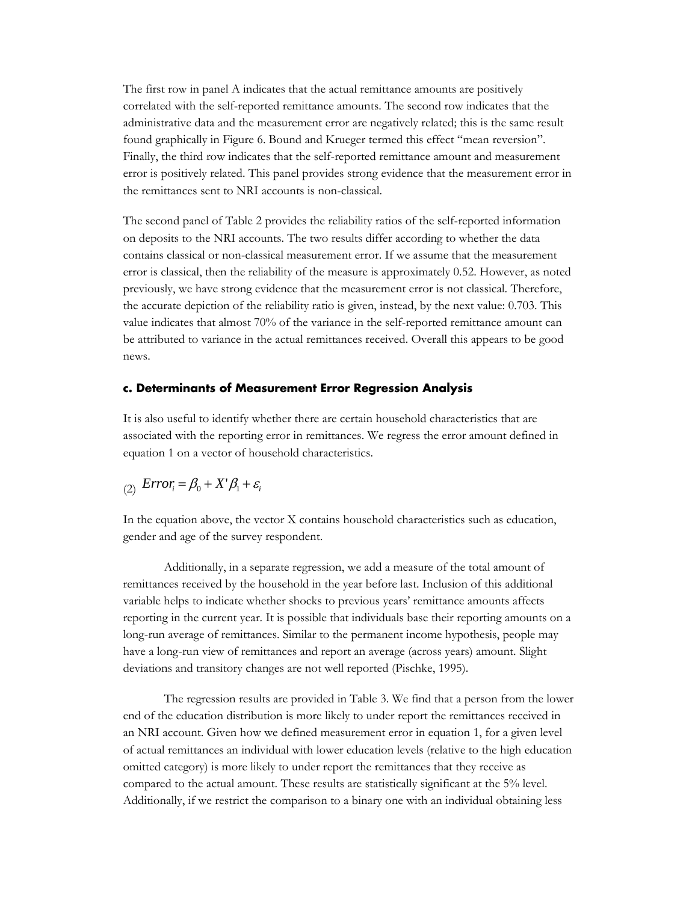The first row in panel A indicates that the actual remittance amounts are positively correlated with the self-reported remittance amounts. The second row indicates that the administrative data and the measurement error are negatively related; this is the same result found graphically in Figure 6. Bound and Krueger termed this effect "mean reversion". Finally, the third row indicates that the self-reported remittance amount and measurement error is positively related. This panel provides strong evidence that the measurement error in the remittances sent to NRI accounts is non-classical.

The second panel of Table 2 provides the reliability ratios of the self-reported information on deposits to the NRI accounts. The two results differ according to whether the data contains classical or non-classical measurement error. If we assume that the measurement error is classical, then the reliability of the measure is approximately 0.52. However, as noted previously, we have strong evidence that the measurement error is not classical. Therefore, the accurate depiction of the reliability ratio is given, instead, by the next value: 0.703. This value indicates that almost 70% of the variance in the self-reported remittance amount can be attributed to variance in the actual remittances received. Overall this appears to be good news.

### c. Determinants of Measurement Error Regression Analysis

It is also useful to identify whether there are certain household characteristics that are associated with the reporting error in remittances. We regress the error amount defined in equation 1 on a vector of household characteristics.

$$(2) \quad Error_i = \beta_0 + X'\beta_1 + \varepsilon_i$$

In the equation above, the vector X contains household characteristics such as education, gender and age of the survey respondent.

Additionally, in a separate regression, we add a measure of the total amount of remittances received by the household in the year before last. Inclusion of this additional variable helps to indicate whether shocks to previous years' remittance amounts affects reporting in the current year. It is possible that individuals base their reporting amounts on a long-run average of remittances. Similar to the permanent income hypothesis, people may have a long-run view of remittances and report an average (across years) amount. Slight deviations and transitory changes are not well reported (Pischke, 1995).

The regression results are provided in Table 3. We find that a person from the lower end of the education distribution is more likely to under report the remittances received in an NRI account. Given how we defined measurement error in equation 1, for a given level of actual remittances an individual with lower education levels (relative to the high education omitted category) is more likely to under report the remittances that they receive as compared to the actual amount. These results are statistically significant at the 5% level. Additionally, if we restrict the comparison to a binary one with an individual obtaining less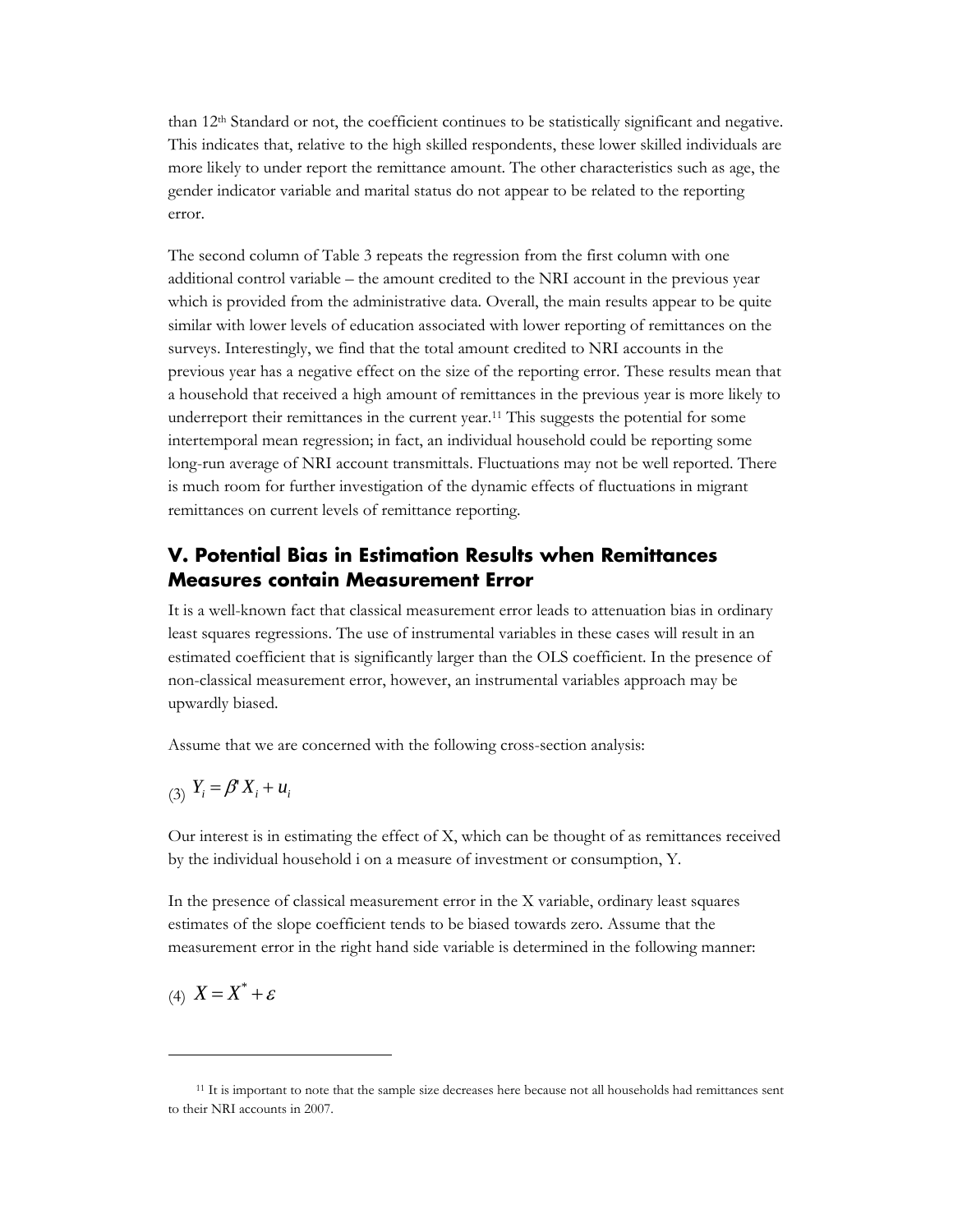than 12th Standard or not, the coefficient continues to be statistically significant and negative. This indicates that, relative to the high skilled respondents, these lower skilled individuals are more likely to under report the remittance amount. The other characteristics such as age, the gender indicator variable and marital status do not appear to be related to the reporting error.

The second column of Table 3 repeats the regression from the first column with one additional control variable – the amount credited to the NRI account in the previous year which is provided from the administrative data. Overall, the main results appear to be quite similar with lower levels of education associated with lower reporting of remittances on the surveys. Interestingly, we find that the total amount credited to NRI accounts in the previous year has a negative effect on the size of the reporting error. These results mean that a household that received a high amount of remittances in the previous year is more likely to underreport their remittances in the current year.[11] This suggests the potential for some intertemporal mean regression; in fact, an individual household could be reporting some long-run average of NRI account transmittals. Fluctuations may not be well reported. There is much room for further investigation of the dynamic effects of fluctuations in migrant remittances on current levels of remittance reporting.

## V. Potential Bias in Estimation Results when Remittances Measures contain Measurement Error

It is a well-known fact that classical measurement error leads to attenuation bias in ordinary least squares regressions. The use of instrumental variables in these cases will result in an estimated coefficient that is significantly larger than the OLS coefficient. In the presence of non-classical measurement error, however, an instrumental variables approach may be upwardly biased.

Assume that we are concerned with the following cross-section analysis:

$$(3)\quad Y_i = \beta' X_i + u_i$$

Our interest is in estimating the effect of X, which can be thought of as remittances received by the individual household i on a measure of investment or consumption, Y.

In the presence of classical measurement error in the X variable, ordinary least squares estimates of the slope coefficient tends to be biased towards zero. Assume that the measurement error in the right hand side variable is determined in the following manner:

$$(4)\quad X = X^* + \varepsilon$$

[11] It is important to note that the sample size decreases here because not all households had remittances sent to their NRI accounts in 2007.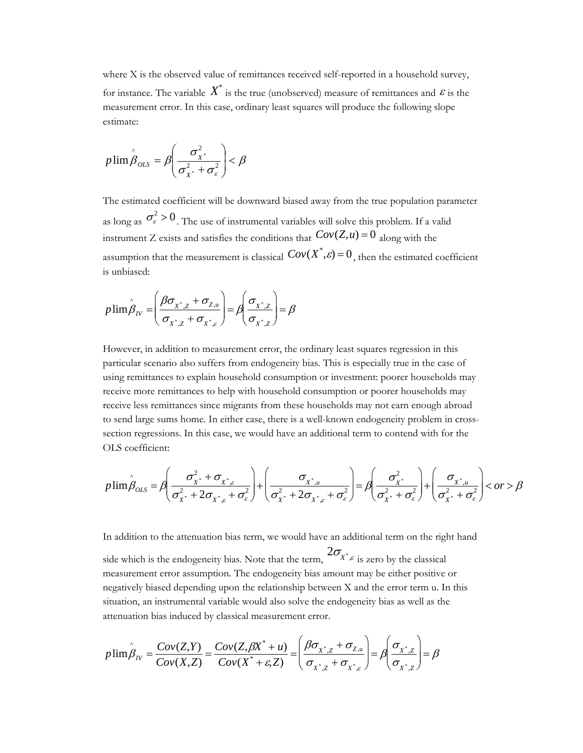where X is the observed value of remittances received self-reported in a household survey, for instance. The variable $X^*$ is the true (unobserved) measure of remittances and $\varepsilon$ is the measurement error. In this case, ordinary least squares will produce the following slope estimate:

$$p\lim \hat{\beta}_{OLS} = \beta\left(\frac{\sigma^2_{X^*}}{\sigma^2_{X^*} + \sigma^2_{\varepsilon}}\right) < \beta$$

The estimated coefficient will be downward biased away from the true population parameter as long as $\sigma^2_{\varepsilon} > 0$. The use of instrumental variables will solve this problem. If a valid instrument Z exists and satisfies the conditions that $Cov(Z,u) = 0$ along with the assumption that the measurement is classical $Cov(X^*,\varepsilon) = 0$, then the estimated coefficient is unbiased:

$$p\lim \hat{\beta}_{IV} = \left(\frac{\beta\sigma_{X^*,Z} + \sigma_{Z,u}}{\sigma_{X^*,Z} + \sigma_{X^*,\varepsilon}}\right) = \beta\left(\frac{\sigma_{X^*,Z}}{\sigma_{X^*,Z}}\right) = \beta$$

However, in addition to measurement error, the ordinary least squares regression in this particular scenario also suffers from endogeneity bias. This is especially true in the case of using remittances to explain household consumption or investment: poorer households may receive more remittances to help with household consumption or poorer households may receive less remittances since migrants from these households may not earn enough abroad to send large sums home. In either case, there is a well-known endogeneity problem in cross-section regressions. In this case, we would have an additional term to contend with for the OLS coefficient:

$$p\lim \hat{\beta}_{OLS} = \beta\left(\frac{\sigma^2_{X^*} + \sigma_{X^*,\varepsilon}}{\sigma^2_{X^*} + 2\sigma_{X^*,\varepsilon} + \sigma^2_{\varepsilon}}\right) + \left(\frac{\sigma_{X^*,u}}{\sigma^2_{X^*} + 2\sigma_{X^*,\varepsilon} + \sigma^2_{\varepsilon}}\right) = \beta\left(\frac{\sigma^2_{X^*}}{\sigma^2_{X^*} + \sigma^2_{\varepsilon}}\right) + \left(\frac{\sigma_{X^*,u}}{\sigma^2_{X^*} + \sigma^2_{\varepsilon}}\right) < or > \beta$$

In addition to the attenuation bias term, we would have an additional term on the right hand side which is the endogeneity bias. Note that the term, $2\sigma_{X^*,\varepsilon}$ is zero by the classical measurement error assumption. The endogeneity bias amount may be either positive or negatively biased depending upon the relationship between X and the error term u. In this situation, an instrumental variable would also solve the endogeneity bias as well as the attenuation bias induced by classical measurement error.

$$p\lim \hat{\beta}_{IV} = \frac{Cov(Z,Y)}{Cov(X,Z)} = \frac{Cov(Z,\beta X^* + u)}{Cov(X^* + \varepsilon, Z)} = \left(\frac{\beta\sigma_{X^*,Z} + \sigma_{Z,u}}{\sigma_{X^*,Z} + \sigma_{X^*,\varepsilon}}\right) = \beta\left(\frac{\sigma_{X^*,Z}}{\sigma_{X^*,Z}}\right) = \beta$$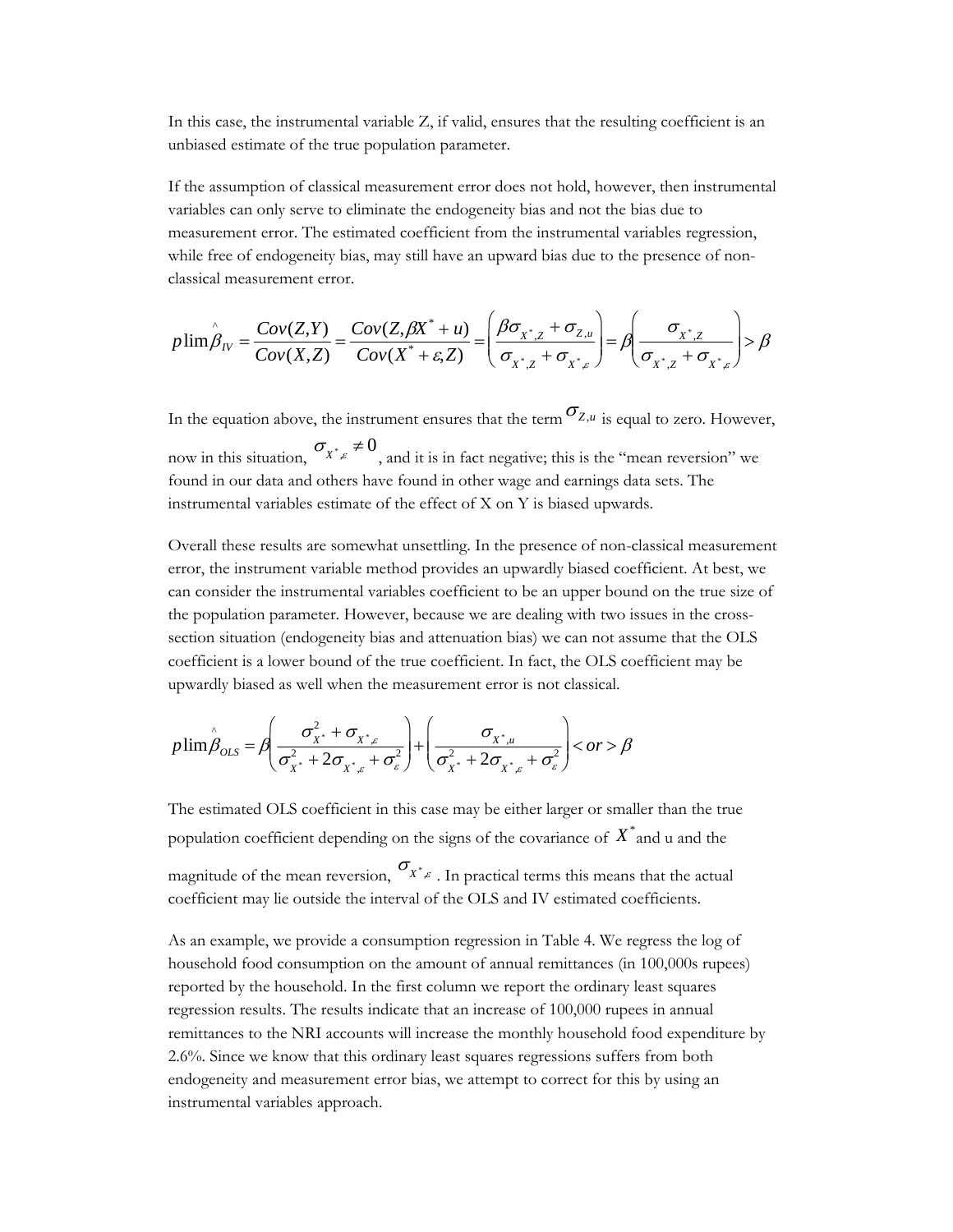In this case, the instrumental variable Z, if valid, ensures that the resulting coefficient is an unbiased estimate of the true population parameter.

If the assumption of classical measurement error does not hold, however, then instrumental variables can only serve to eliminate the endogeneity bias and not the bias due to measurement error. The estimated coefficient from the instrumental variables regression, while free of endogeneity bias, may still have an upward bias due to the presence of non-classical measurement error.

$$p\lim\hat{\beta}_{IV} = \frac{Cov(Z,Y)}{Cov(X,Z)} = \frac{Cov(Z,\beta X^* + u)}{Cov(X^* + \varepsilon, Z)} = \left(\frac{\beta\sigma_{X^*,Z} + \sigma_{Z,u}}{\sigma_{X^*,Z} + \sigma_{X^*,\varepsilon}}\right) = \beta\left(\frac{\sigma_{X^*,Z}}{\sigma_{X^*,Z} + \sigma_{X^*,\varepsilon}}\right) > \beta$$

In the equation above, the instrument ensures that the term $\sigma_{Z,u}$ is equal to zero. However, now in this situation, $\sigma_{X^*,\varepsilon} \neq 0$, and it is in fact negative; this is the "mean reversion" we found in our data and others have found in other wage and earnings data sets. The instrumental variables estimate of the effect of X on Y is biased upwards.

Overall these results are somewhat unsettling. In the presence of non-classical measurement error, the instrument variable method provides an upwardly biased coefficient. At best, we can consider the instrumental variables coefficient to be an upper bound on the true size of the population parameter. However, because we are dealing with two issues in the cross-section situation (endogeneity bias and attenuation bias) we can not assume that the OLS coefficient is a lower bound of the true coefficient. In fact, the OLS coefficient may be upwardly biased as well when the measurement error is not classical.

$$p\lim\hat{\beta}_{OLS} = \beta\left(\frac{\sigma^2_{X^*} + \sigma_{X^*,\varepsilon}}{\sigma^2_{X^*} + 2\sigma_{X^*,\varepsilon} + \sigma^2_{\varepsilon}}\right) + \left(\frac{\sigma_{X^*,u}}{\sigma^2_{X^*} + 2\sigma_{X^*,\varepsilon} + \sigma^2_{\varepsilon}}\right) < or > \beta$$

The estimated OLS coefficient in this case may be either larger or smaller than the true population coefficient depending on the signs of the covariance of $X^*$ and u and the magnitude of the mean reversion, $\sigma_{X^*,\varepsilon}$. In practical terms this means that the actual coefficient may lie outside the interval of the OLS and IV estimated coefficients.

As an example, we provide a consumption regression in Table 4. We regress the log of household food consumption on the amount of annual remittances (in 100,000s rupees) reported by the household. In the first column we report the ordinary least squares regression results. The results indicate that an increase of 100,000 rupees in annual remittances to the NRI accounts will increase the monthly household food expenditure by 2.6%. Since we know that this ordinary least squares regressions suffers from both endogeneity and measurement error bias, we attempt to correct for this by using an instrumental variables approach.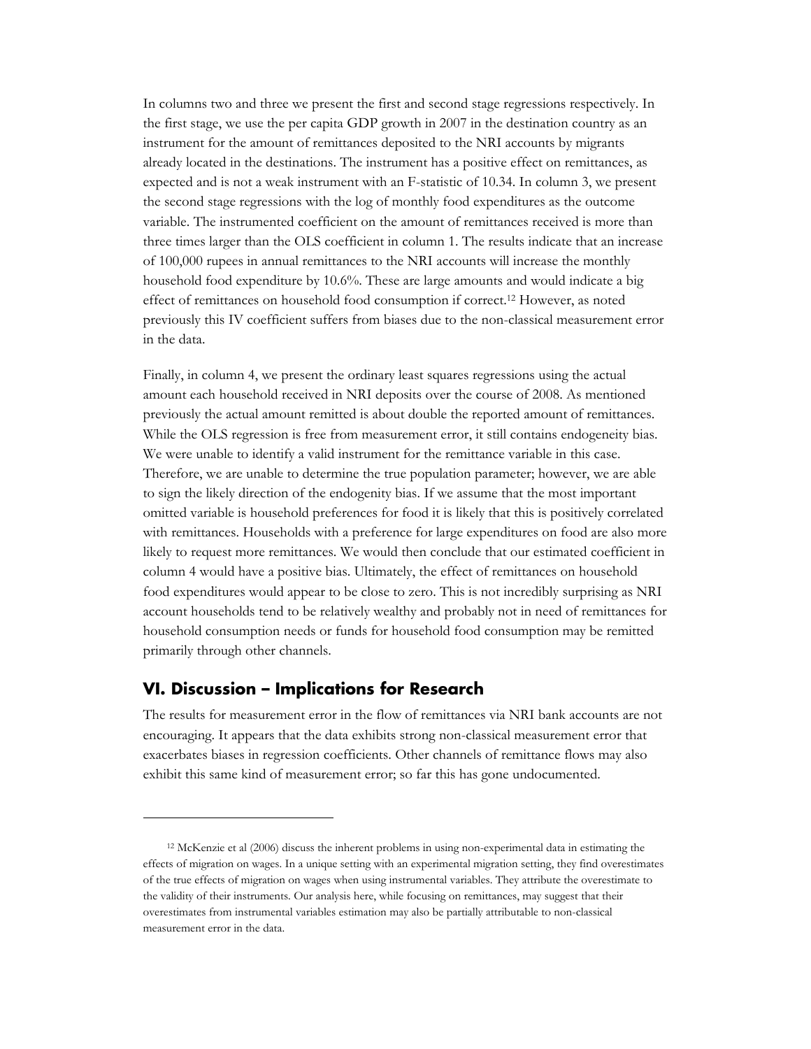In columns two and three we present the first and second stage regressions respectively. In the first stage, we use the per capita GDP growth in 2007 in the destination country as an instrument for the amount of remittances deposited to the NRI accounts by migrants already located in the destinations. The instrument has a positive effect on remittances, as expected and is not a weak instrument with an F-statistic of 10.34. In column 3, we present the second stage regressions with the log of monthly food expenditures as the outcome variable. The instrumented coefficient on the amount of remittances received is more than three times larger than the OLS coefficient in column 1. The results indicate that an increase of 100,000 rupees in annual remittances to the NRI accounts will increase the monthly household food expenditure by 10.6%. These are large amounts and would indicate a big effect of remittances on household food consumption if correct.[12] However, as noted previously this IV coefficient suffers from biases due to the non-classical measurement error in the data.

Finally, in column 4, we present the ordinary least squares regressions using the actual amount each household received in NRI deposits over the course of 2008. As mentioned previously the actual amount remitted is about double the reported amount of remittances. While the OLS regression is free from measurement error, it still contains endogeneity bias. We were unable to identify a valid instrument for the remittance variable in this case. Therefore, we are unable to determine the true population parameter; however, we are able to sign the likely direction of the endogenity bias. If we assume that the most important omitted variable is household preferences for food it is likely that this is positively correlated with remittances. Households with a preference for large expenditures on food are also more likely to request more remittances. We would then conclude that our estimated coefficient in column 4 would have a positive bias. Ultimately, the effect of remittances on household food expenditures would appear to be close to zero. This is not incredibly surprising as NRI account households tend to be relatively wealthy and probably not in need of remittances for household consumption needs or funds for household food consumption may be remitted primarily through other channels.

## VI. Discussion – Implications for Research

The results for measurement error in the flow of remittances via NRI bank accounts are not encouraging. It appears that the data exhibits strong non-classical measurement error that exacerbates biases in regression coefficients. Other channels of remittance flows may also exhibit this same kind of measurement error; so far this has gone undocumented.

---

[12] McKenzie et al (2006) discuss the inherent problems in using non-experimental data in estimating the effects of migration on wages. In a unique setting with an experimental migration setting, they find overestimates of the true effects of migration on wages when using instrumental variables. They attribute the overestimate to the validity of their instruments. Our analysis here, while focusing on remittances, may suggest that their overestimates from instrumental variables estimation may also be partially attributable to non-classical measurement error in the data.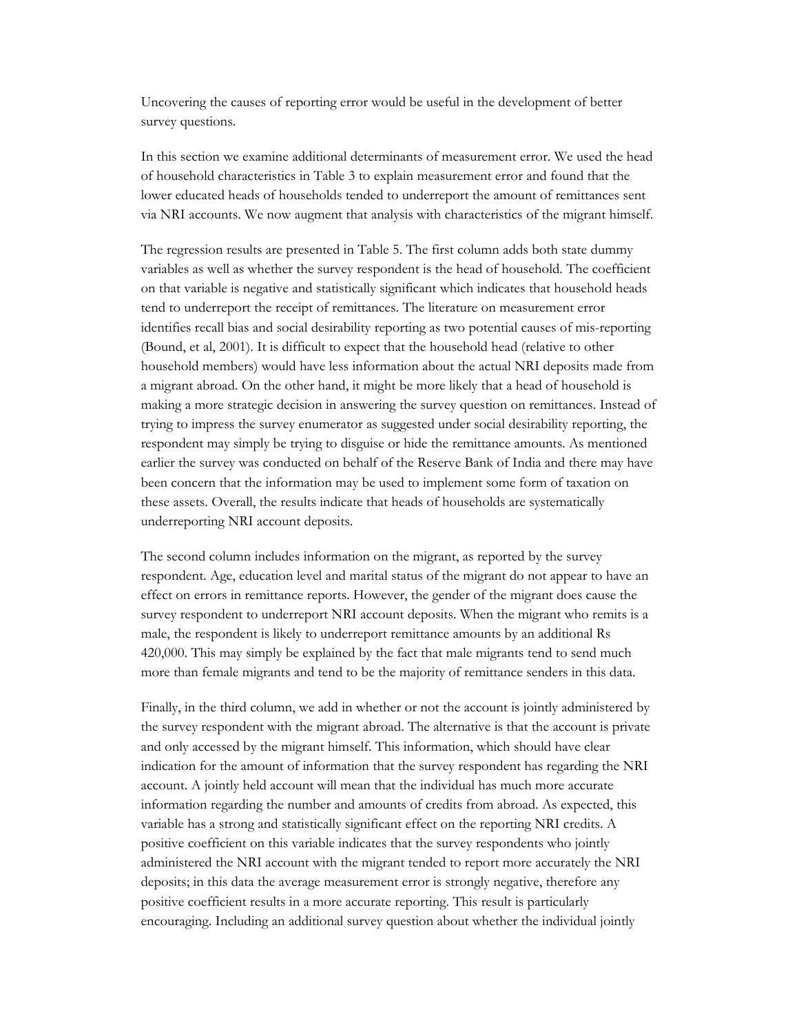Uncovering the causes of reporting error would be useful in the development of better survey questions.

In this section we examine additional determinants of measurement error. We used the head of household characteristics in Table 3 to explain measurement error and found that the lower educated heads of households tended to underreport the amount of remittances sent via NRI accounts. We now augment that analysis with characteristics of the migrant himself.

The regression results are presented in Table 5. The first column adds both state dummy variables as well as whether the survey respondent is the head of household. The coefficient on that variable is negative and statistically significant which indicates that household heads tend to underreport the receipt of remittances. The literature on measurement error identifies recall bias and social desirability reporting as two potential causes of mis-reporting (Bound, et al, 2001). It is difficult to expect that the household head (relative to other household members) would have less information about the actual NRI deposits made from a migrant abroad. On the other hand, it might be more likely that a head of household is making a more strategic decision in answering the survey question on remittances. Instead of trying to impress the survey enumerator as suggested under social desirability reporting, the respondent may simply be trying to disguise or hide the remittance amounts. As mentioned earlier the survey was conducted on behalf of the Reserve Bank of India and there may have been concern that the information may be used to implement some form of taxation on these assets. Overall, the results indicate that heads of households are systematically underreporting NRI account deposits.

The second column includes information on the migrant, as reported by the survey respondent. Age, education level and marital status of the migrant do not appear to have an effect on errors in remittance reports. However, the gender of the migrant does cause the survey respondent to underreport NRI account deposits. When the migrant who remits is a male, the respondent is likely to underreport remittance amounts by an additional Rs 420,000. This may simply be explained by the fact that male migrants tend to send much more than female migrants and tend to be the majority of remittance senders in this data.

Finally, in the third column, we add in whether or not the account is jointly administered by the survey respondent with the migrant abroad. The alternative is that the account is private and only accessed by the migrant himself. This information, which should have clear indication for the amount of information that the survey respondent has regarding the NRI account. A jointly held account will mean that the individual has much more accurate information regarding the number and amounts of credits from abroad. As expected, this variable has a strong and statistically significant effect on the reporting NRI credits. A positive coefficient on this variable indicates that the survey respondents who jointly administered the NRI account with the migrant tended to report more accurately the NRI deposits; in this data the average measurement error is strongly negative, therefore any positive coefficient results in a more accurate reporting. This result is particularly encouraging. Including an additional survey question about whether the individual jointly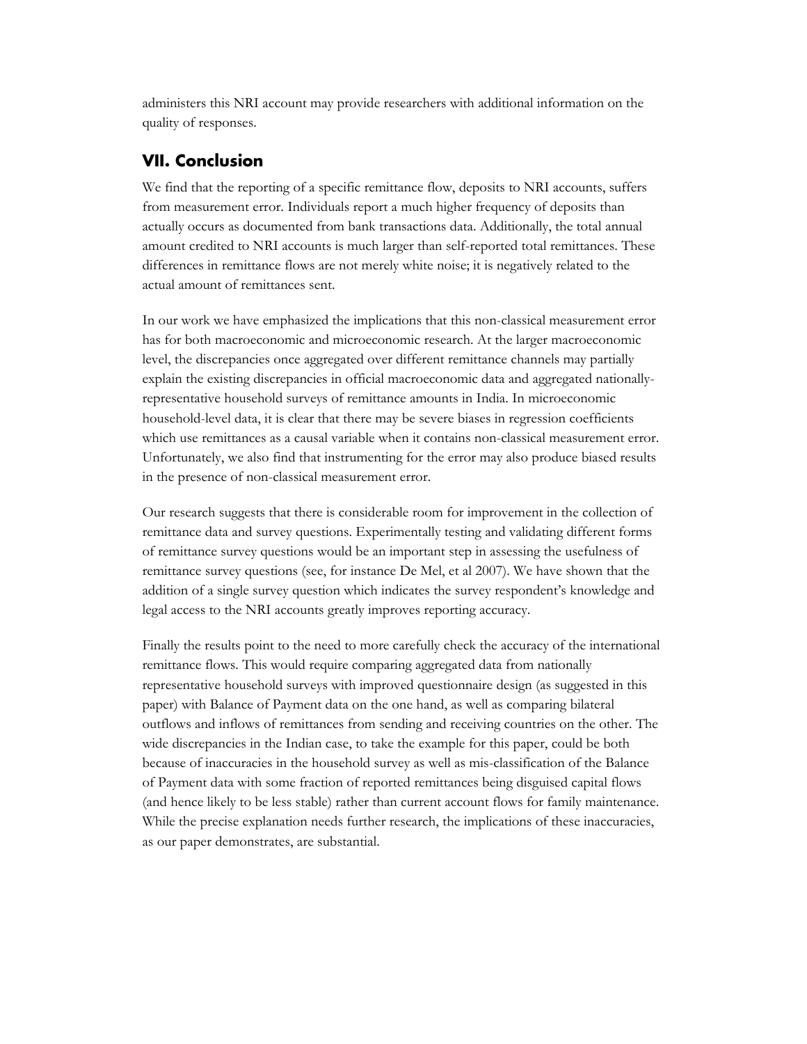administers this NRI account may provide researchers with additional information on the quality of responses.

## VII. Conclusion

We find that the reporting of a specific remittance flow, deposits to NRI accounts, suffers from measurement error. Individuals report a much higher frequency of deposits than actually occurs as documented from bank transactions data. Additionally, the total annual amount credited to NRI accounts is much larger than self-reported total remittances. These differences in remittance flows are not merely white noise; it is negatively related to the actual amount of remittances sent.

In our work we have emphasized the implications that this non-classical measurement error has for both macroeconomic and microeconomic research. At the larger macroeconomic level, the discrepancies once aggregated over different remittance channels may partially explain the existing discrepancies in official macroeconomic data and aggregated nationally-representative household surveys of remittance amounts in India. In microeconomic household-level data, it is clear that there may be severe biases in regression coefficients which use remittances as a causal variable when it contains non-classical measurement error. Unfortunately, we also find that instrumenting for the error may also produce biased results in the presence of non-classical measurement error.

Our research suggests that there is considerable room for improvement in the collection of remittance data and survey questions. Experimentally testing and validating different forms of remittance survey questions would be an important step in assessing the usefulness of remittance survey questions (see, for instance De Mel, et al 2007). We have shown that the addition of a single survey question which indicates the survey respondent's knowledge and legal access to the NRI accounts greatly improves reporting accuracy.

Finally the results point to the need to more carefully check the accuracy of the international remittance flows. This would require comparing aggregated data from nationally representative household surveys with improved questionnaire design (as suggested in this paper) with Balance of Payment data on the one hand, as well as comparing bilateral outflows and inflows of remittances from sending and receiving countries on the other. The wide discrepancies in the Indian case, to take the example for this paper, could be both because of inaccuracies in the household survey as well as mis-classification of the Balance of Payment data with some fraction of reported remittances being disguised capital flows (and hence likely to be less stable) rather than current account flows for family maintenance. While the precise explanation needs further research, the implications of these inaccuracies, as our paper demonstrates, are substantial.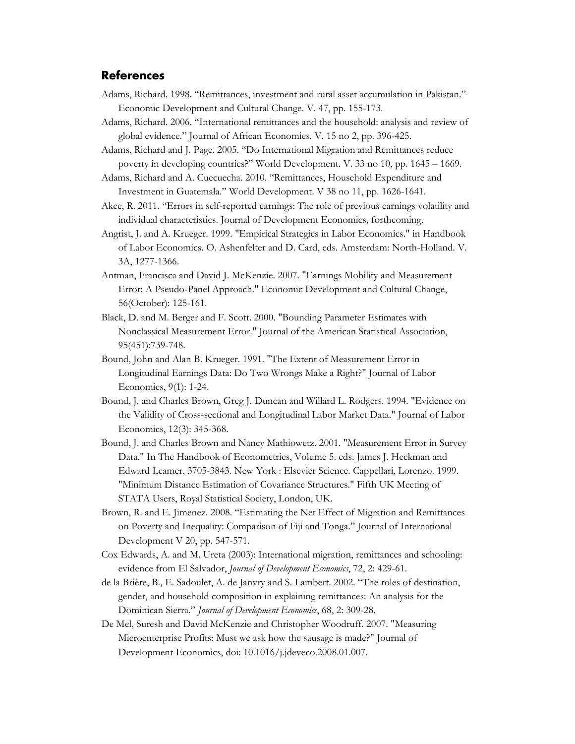## References

Adams, Richard. 1998. "Remittances, investment and rural asset accumulation in Pakistan." Economic Development and Cultural Change. V. 47, pp. 155-173.

Adams, Richard. 2006. "International remittances and the household: analysis and review of global evidence." Journal of African Economies. V. 15 no 2, pp. 396-425.

Adams, Richard and J. Page. 2005. "Do International Migration and Remittances reduce poverty in developing countries?" World Development. V. 33 no 10, pp. 1645 – 1669.

Adams, Richard and A. Cuecuecha. 2010. "Remittances, Household Expenditure and Investment in Guatemala." World Development. V 38 no 11, pp. 1626-1641.

Akee, R. 2011. "Errors in self-reported earnings: The role of previous earnings volatility and individual characteristics. Journal of Development Economics, forthcoming.

Angrist, J. and A. Krueger. 1999. "Empirical Strategies in Labor Economics." in Handbook of Labor Economics. O. Ashenfelter and D. Card, eds. Amsterdam: North-Holland. V. 3A, 1277-1366.

Antman, Francisca and David J. McKenzie. 2007. "Earnings Mobility and Measurement Error: A Pseudo-Panel Approach." Economic Development and Cultural Change, 56(October): 125-161.

Black, D. and M. Berger and F. Scott. 2000. "Bounding Parameter Estimates with Nonclassical Measurement Error." Journal of the American Statistical Association, 95(451):739-748.

Bound, John and Alan B. Krueger. 1991. "The Extent of Measurement Error in Longitudinal Earnings Data: Do Two Wrongs Make a Right?" Journal of Labor Economics, 9(1): 1-24.

Bound, J. and Charles Brown, Greg J. Duncan and Willard L. Rodgers. 1994. "Evidence on the Validity of Cross-sectional and Longitudinal Labor Market Data." Journal of Labor Economics, 12(3): 345-368.

Bound, J. and Charles Brown and Nancy Mathiowetz. 2001. "Measurement Error in Survey Data." In The Handbook of Econometrics, Volume 5. eds. James J. Heckman and Edward Leamer, 3705-3843. New York : Elsevier Science. Cappellari, Lorenzo. 1999. "Minimum Distance Estimation of Covariance Structures." Fifth UK Meeting of STATA Users, Royal Statistical Society, London, UK.

Brown, R. and E. Jimenez. 2008. "Estimating the Net Effect of Migration and Remittances on Poverty and Inequality: Comparison of Fiji and Tonga." Journal of International Development V 20, pp. 547-571.

Cox Edwards, A. and M. Ureta (2003): International migration, remittances and schooling: evidence from El Salvador, *Journal of Development Economics*, 72, 2: 429-61.

de la Brière, B., E. Sadoulet, A. de Janvry and S. Lambert. 2002. "The roles of destination, gender, and household composition in explaining remittances: An analysis for the Dominican Sierra." *Journal of Development Economics*, 68, 2: 309-28.

De Mel, Suresh and David McKenzie and Christopher Woodruff. 2007. "Measuring Microenterprise Profits: Must we ask how the sausage is made?" Journal of Development Economics, doi: 10.1016/j.jdeveco.2008.01.007.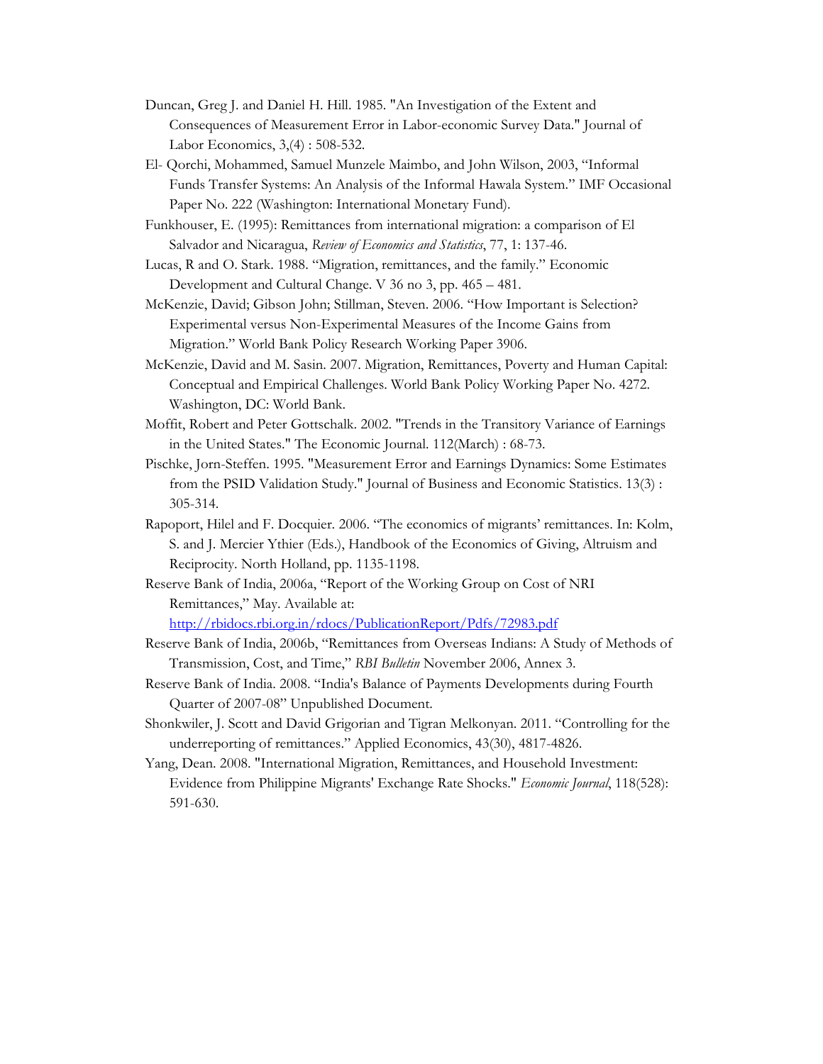Duncan, Greg J. and Daniel H. Hill. 1985. "An Investigation of the Extent and Consequences of Measurement Error in Labor-economic Survey Data." Journal of Labor Economics, 3,(4) : 508-532.

El- Qorchi, Mohammed, Samuel Munzele Maimbo, and John Wilson, 2003, "Informal Funds Transfer Systems: An Analysis of the Informal Hawala System." IMF Occasional Paper No. 222 (Washington: International Monetary Fund).

Funkhouser, E. (1995): Remittances from international migration: a comparison of El Salvador and Nicaragua, *Review of Economics and Statistics*, 77, 1: 137-46.

Lucas, R and O. Stark. 1988. "Migration, remittances, and the family." Economic Development and Cultural Change. V 36 no 3, pp. 465 – 481.

McKenzie, David; Gibson John; Stillman, Steven. 2006. "How Important is Selection? Experimental versus Non-Experimental Measures of the Income Gains from Migration." World Bank Policy Research Working Paper 3906.

McKenzie, David and M. Sasin. 2007. Migration, Remittances, Poverty and Human Capital: Conceptual and Empirical Challenges. World Bank Policy Working Paper No. 4272. Washington, DC: World Bank.

Moffit, Robert and Peter Gottschalk. 2002. "Trends in the Transitory Variance of Earnings in the United States." The Economic Journal. 112(March) : 68-73.

Pischke, Jorn-Steffen. 1995. "Measurement Error and Earnings Dynamics: Some Estimates from the PSID Validation Study." Journal of Business and Economic Statistics. 13(3) : 305-314.

Rapoport, Hilel and F. Docquier. 2006. "The economics of migrants' remittances. In: Kolm, S. and J. Mercier Ythier (Eds.), Handbook of the Economics of Giving, Altruism and Reciprocity. North Holland, pp. 1135-1198.

Reserve Bank of India, 2006a, "Report of the Working Group on Cost of NRI Remittances," May. Available at: http://rbidocs.rbi.org.in/rdocs/PublicationReport/Pdfs/72983.pdf

Reserve Bank of India, 2006b, "Remittances from Overseas Indians: A Study of Methods of Transmission, Cost, and Time," *RBI Bulletin* November 2006, Annex 3.

Reserve Bank of India. 2008. "India's Balance of Payments Developments during Fourth Quarter of 2007-08" Unpublished Document.

Shonkwiler, J. Scott and David Grigorian and Tigran Melkonyan. 2011. "Controlling for the underreporting of remittances." Applied Economics, 43(30), 4817-4826.

Yang, Dean. 2008. "International Migration, Remittances, and Household Investment: Evidence from Philippine Migrants' Exchange Rate Shocks." *Economic Journal*, 118(528): 591-630.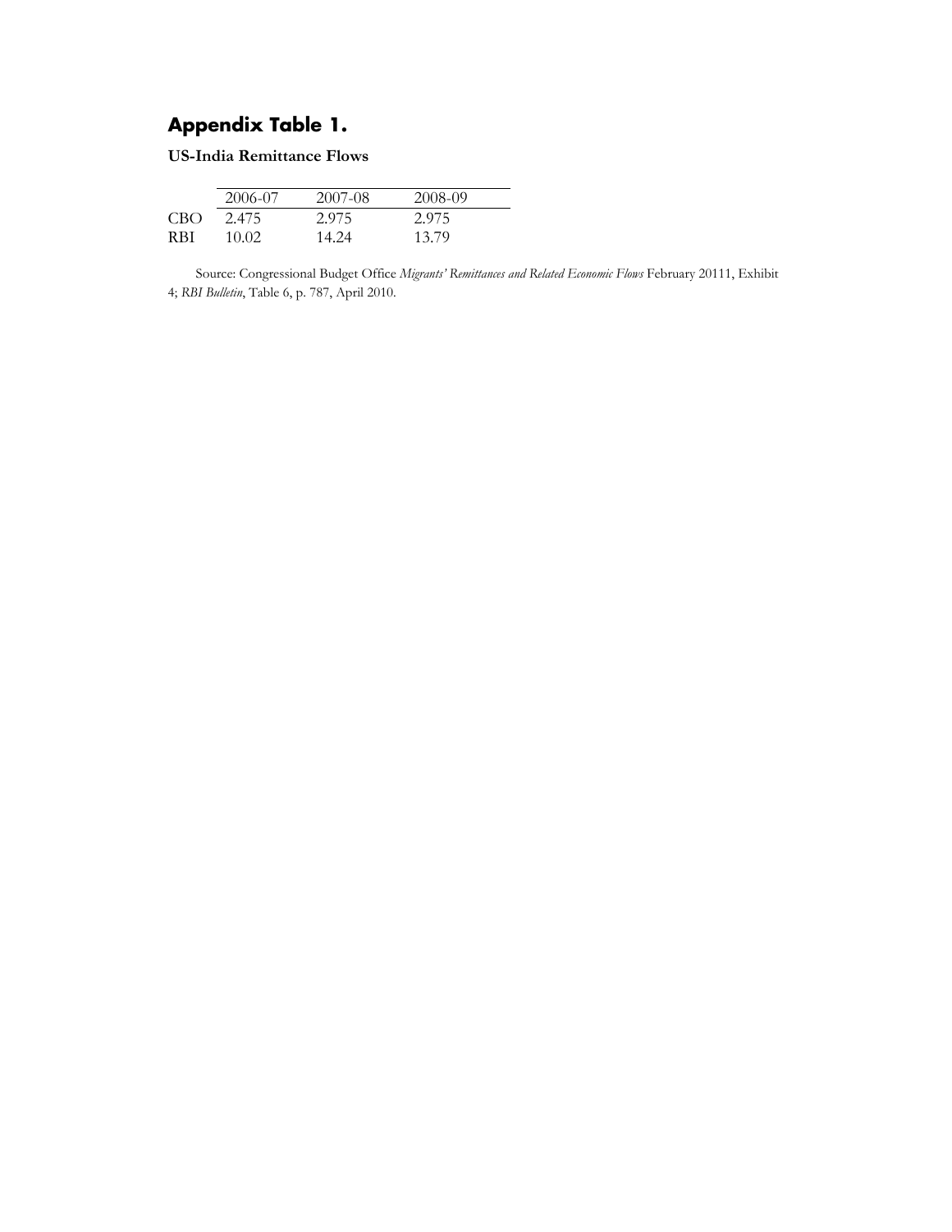## Appendix Table 1.

**US-India Remittance Flows**

| | 2006-07 | 2007-08 | 2008-09 |
|---|---|---|---|
| CBO | 2.475 | 2.975 | 2.975 |
| RBI | 10.02 | 14.24 | 13.79 |

Source: Congressional Budget Office *Migrants' Remittances and Related Economic Flows* February 20111, Exhibit 4; *RBI Bulletin*, Table 6, p. 787, April 2010.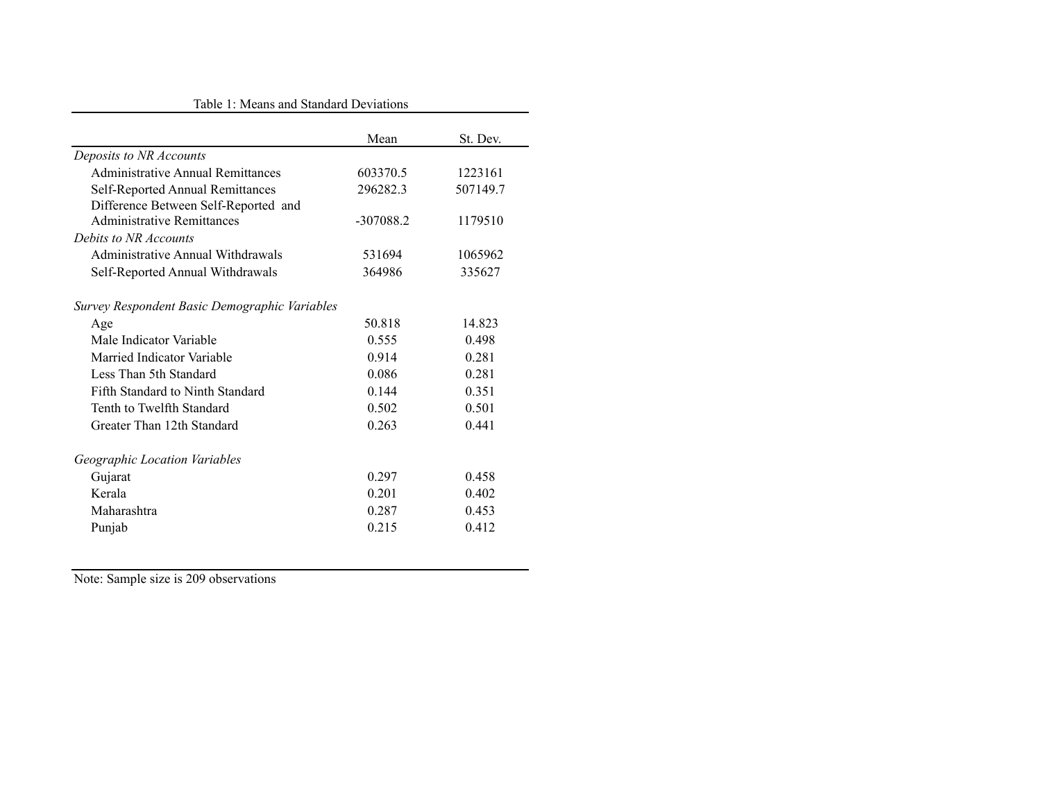Table 1: Means and Standard Deviations

| | Mean | St. Dev. |
|---|---|---|
| *Deposits to NR Accounts* | | |
| Administrative Annual Remittances | 603370.5 | 1223161 |
| Self-Reported Annual Remittances | 296282.3 | 507149.7 |
| Difference Between Self-Reported and Administrative Remittances | -307088.2 | 1179510 |
| *Debits to NR Accounts* | | |
| Administrative Annual Withdrawals | 531694 | 1065962 |
| Self-Reported Annual Withdrawals | 364986 | 335627 |
| | | |
| *Survey Respondent Basic Demographic Variables* | | |
| Age | 50.818 | 14.823 |
| Male Indicator Variable | 0.555 | 0.498 |
| Married Indicator Variable | 0.914 | 0.281 |
| Less Than 5th Standard | 0.086 | 0.281 |
| Fifth Standard to Ninth Standard | 0.144 | 0.351 |
| Tenth to Twelfth Standard | 0.502 | 0.501 |
| Greater Than 12th Standard | 0.263 | 0.441 |
| | | |
| *Geographic Location Variables* | | |
| Gujarat | 0.297 | 0.458 |
| Kerala | 0.201 | 0.402 |
| Maharashtra | 0.287 | 0.453 |
| Punjab | 0.215 | 0.412 |

Note: Sample size is 209 observations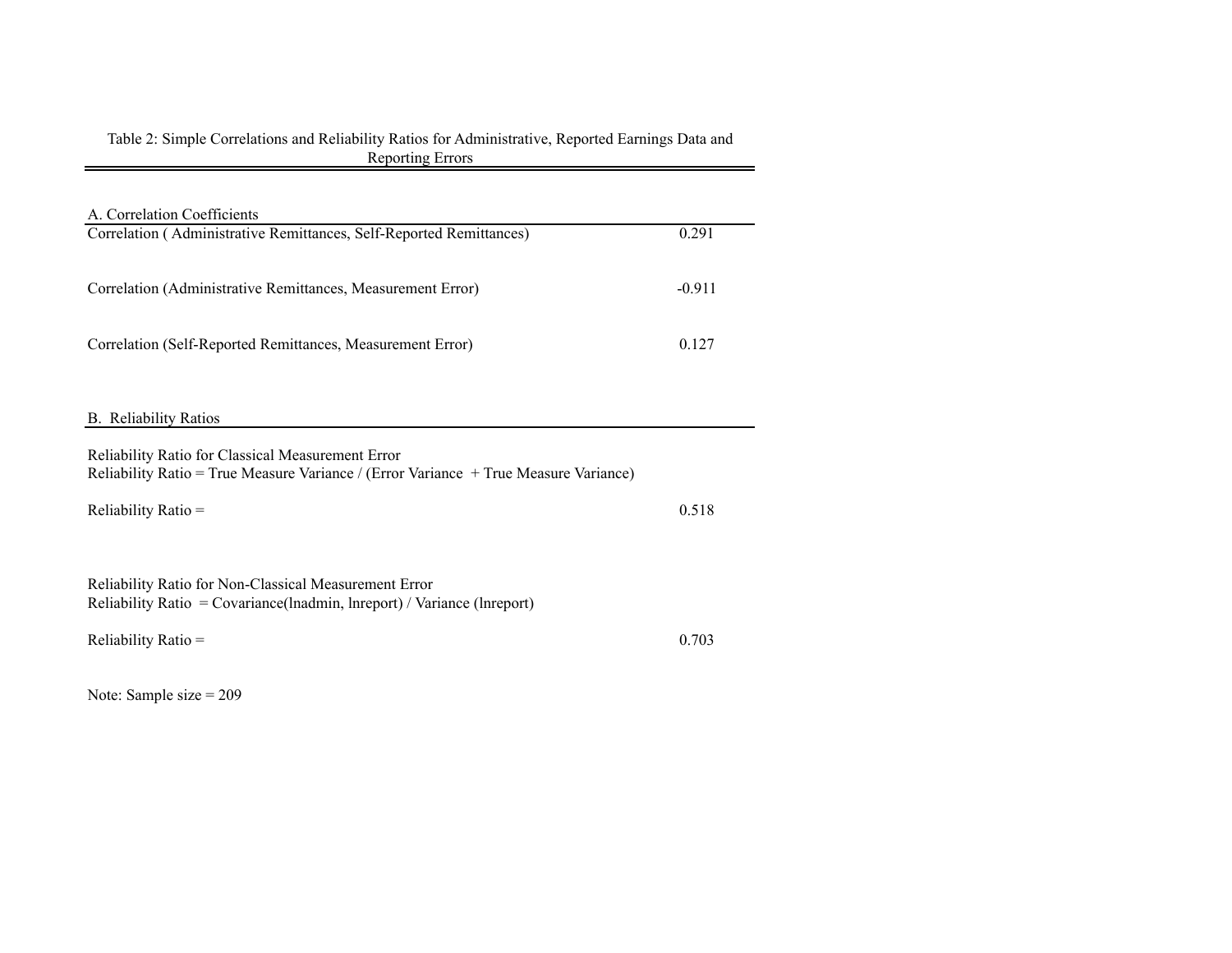Table 2: Simple Correlations and Reliability Ratios for Administrative, Reported Earnings Data and Reporting Errors

| A. Correlation Coefficients | |
|---|---|
| Correlation ( Administrative Remittances, Self-Reported Remittances) | 0.291 |
| Correlation (Administrative Remittances, Measurement Error) | -0.911 |
| Correlation (Self-Reported Remittances, Measurement Error) | 0.127 |

| B. Reliability Ratios | |
|---|---|
| Reliability Ratio for Classical Measurement Error<br>Reliability Ratio = True Measure Variance / (Error Variance + True Measure Variance) | |
| Reliability Ratio = | 0.518 |
| Reliability Ratio for Non-Classical Measurement Error<br>Reliability Ratio = Covariance(lnadmin, lnreport) / Variance (lnreport) | |
| Reliability Ratio = | 0.703 |

Note: Sample size = 209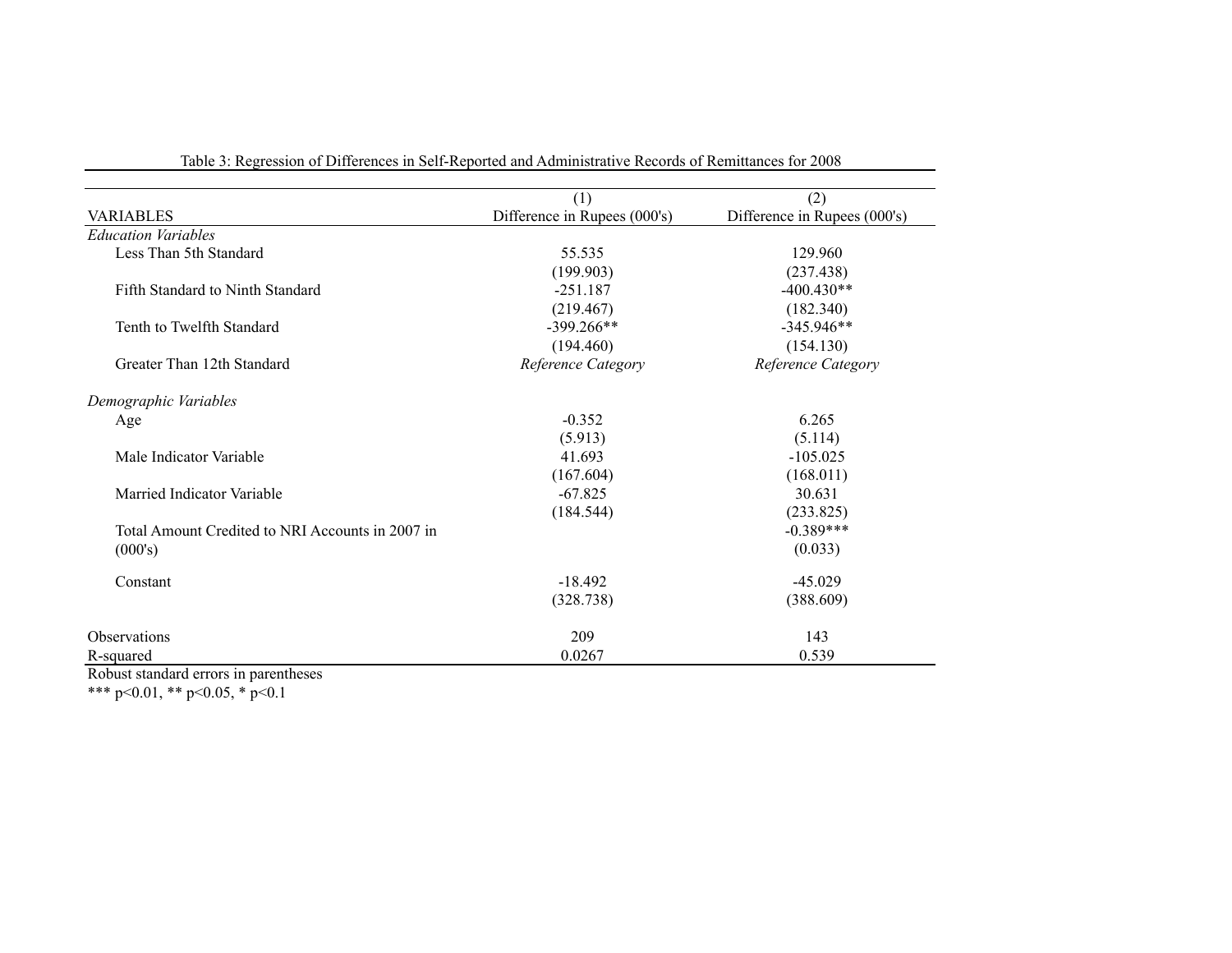Table 3: Regression of Differences in Self-Reported and Administrative Records of Remittances for 2008

| VARIABLES | (1)<br>Difference in Rupees (000's) | (2)<br>Difference in Rupees (000's) |
|---|---|---|
| *Education Variables* | | |
| Less Than 5th Standard | 55.535 | 129.960 |
| | (199.903) | (237.438) |
| Fifth Standard to Ninth Standard | -251.187 | -400.430** |
| | (219.467) | (182.340) |
| Tenth to Twelfth Standard | -399.266** | -345.946** |
| | (194.460) | (154.130) |
| Greater Than 12th Standard | *Reference Category* | *Reference Category* |
| | | |
| *Demographic Variables* | | |
| Age | -0.352 | 6.265 |
| | (5.913) | (5.114) |
| Male Indicator Variable | 41.693 | -105.025 |
| | (167.604) | (168.011) |
| Married Indicator Variable | -67.825 | 30.631 |
| | (184.544) | (233.825) |
| Total Amount Credited to NRI Accounts in 2007 in (000's) | | -0.389*** |
| | | (0.033) |
| Constant | -18.492 | -45.029 |
| | (328.738) | (388.609) |
| | | |
| Observations | 209 | 143 |
| R-squared | 0.0267 | 0.539 |

Robust standard errors in parentheses
*** p<0.01, ** p<0.05, * p<0.1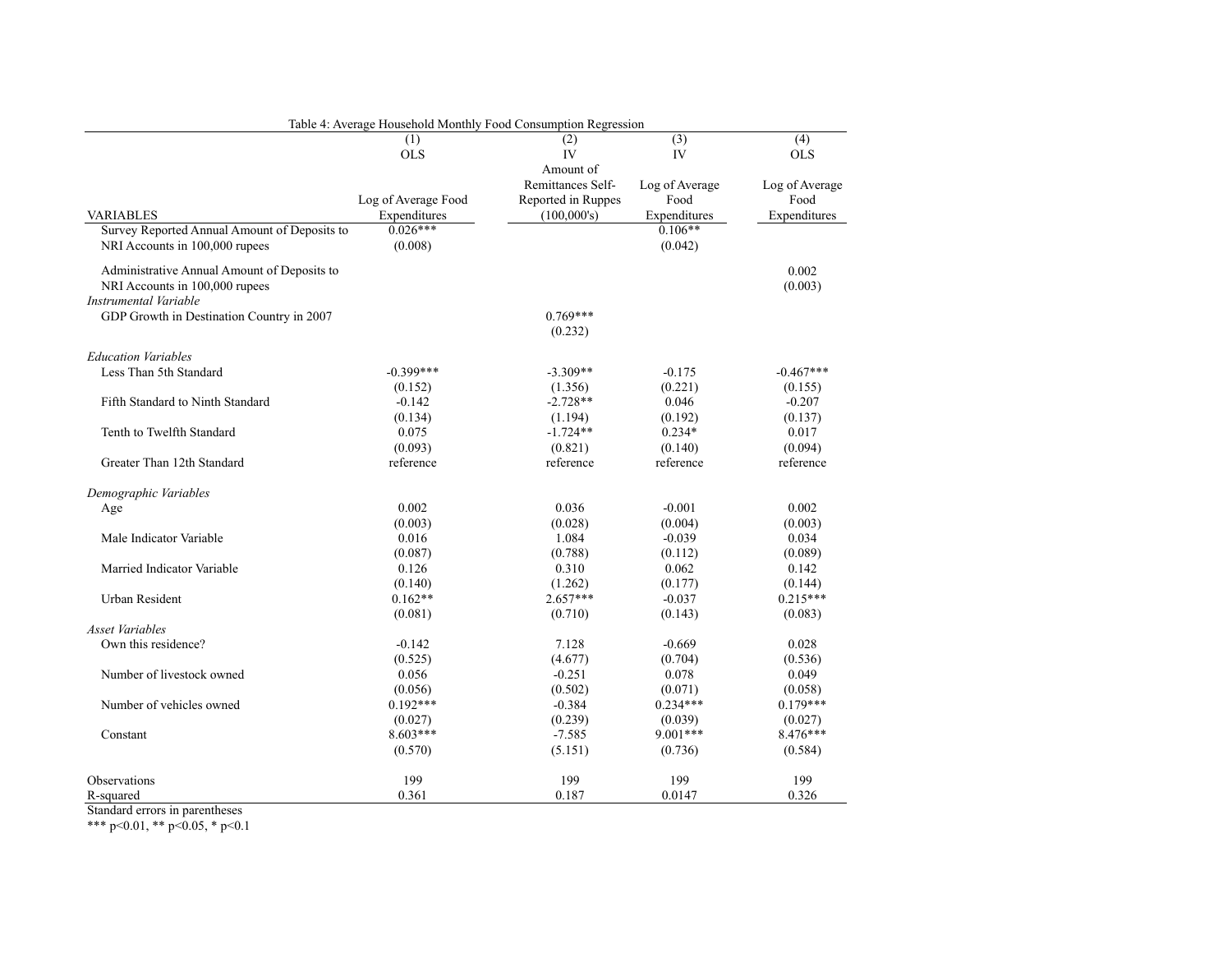Table 4: Average Household Monthly Food Consumption Regression

| VARIABLES | (1) OLS Log of Average Food Expenditures | (2) IV Amount of Remittances Self-Reported in Ruppes (100,000's) | (3) IV Log of Average Food Expenditures | (4) OLS Log of Average Food Expenditures |
|---|---|---|---|---|
| Survey Reported Annual Amount of Deposits to NRI Accounts in 100,000 rupees | 0.026*** | | 0.106** | |
| | (0.008) | | (0.042) | |
| Administrative Annual Amount of Deposits to NRI Accounts in 100,000 rupees | | | | 0.002 |
| | | | | (0.003) |
| *Instrumental Variable* | | | | |
| GDP Growth in Destination Country in 2007 | | 0.769*** | | |
| | | (0.232) | | |
| *Education Variables* | | | | |
| Less Than 5th Standard | -0.399*** | -3.309** | -0.175 | -0.467*** |
| | (0.152) | (1.356) | (0.221) | (0.155) |
| Fifth Standard to Ninth Standard | -0.142 | -2.728** | 0.046 | -0.207 |
| | (0.134) | (1.194) | (0.192) | (0.137) |
| Tenth to Twelfth Standard | 0.075 | -1.724** | 0.234* | 0.017 |
| | (0.093) | (0.821) | (0.140) | (0.094) |
| Greater Than 12th Standard | reference | reference | reference | reference |
| *Demographic Variables* | | | | |
| Age | 0.002 | 0.036 | -0.001 | 0.002 |
| | (0.003) | (0.028) | (0.004) | (0.003) |
| Male Indicator Variable | 0.016 | 1.084 | -0.039 | 0.034 |
| | (0.087) | (0.788) | (0.112) | (0.089) |
| Married Indicator Variable | 0.126 | 0.310 | 0.062 | 0.142 |
| | (0.140) | (1.262) | (0.177) | (0.144) |
| Urban Resident | 0.162** | 2.657*** | -0.037 | 0.215*** |
| | (0.081) | (0.710) | (0.143) | (0.083) |
| *Asset Variables* | | | | |
| Own this residence? | -0.142 | 7.128 | -0.669 | 0.028 |
| | (0.525) | (4.677) | (0.704) | (0.536) |
| Number of livestock owned | 0.056 | -0.251 | 0.078 | 0.049 |
| | (0.056) | (0.502) | (0.071) | (0.058) |
| Number of vehicles owned | 0.192*** | -0.384 | 0.234*** | 0.179*** |
| | (0.027) | (0.239) | (0.039) | (0.027) |
| Constant | 8.603*** | -7.585 | 9.001*** | 8.476*** |
| | (0.570) | (5.151) | (0.736) | (0.584) |
| Observations | 199 | 199 | 199 | 199 |
| R-squared | 0.361 | 0.187 | 0.0147 | 0.326 |

Standard errors in parentheses

*** p<0.01, ** p<0.05, * p<0.1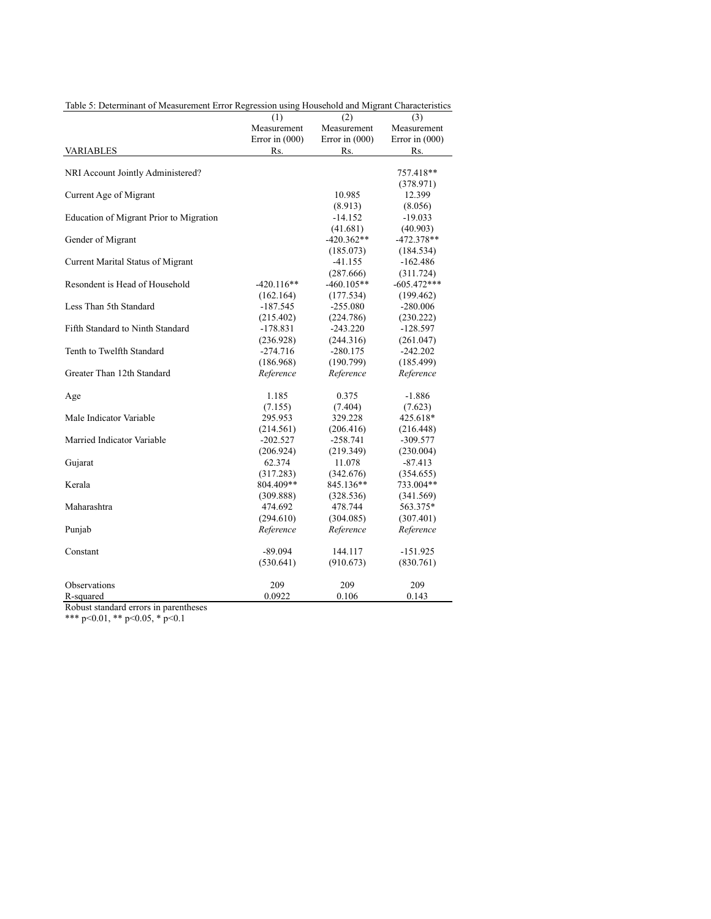Table 5: Determinant of Measurement Error Regression using Household and Migrant Characteristics

| VARIABLES | (1) Measurement Error in (000) Rs. | (2) Measurement Error in (000) Rs. | (3) Measurement Error in (000) Rs. |
|---|---|---|---|
| NRI Account Jointly Administered? | | | 757.418** |
| | | | (378.971) |
| Current Age of Migrant | | 10.985 | 12.399 |
| | | (8.913) | (8.056) |
| Education of Migrant Prior to Migration | | -14.152 | -19.033 |
| | | (41.681) | (40.903) |
| Gender of Migrant | | -420.362** | -472.378** |
| | | (185.073) | (184.534) |
| Current Marital Status of Migrant | | -41.155 | -162.486 |
| | | (287.666) | (311.724) |
| Resondent is Head of Household | -420.116** | -460.105** | -605.472*** |
| | (162.164) | (177.534) | (199.462) |
| Less Than 5th Standard | -187.545 | -255.080 | -280.006 |
| | (215.402) | (224.786) | (230.222) |
| Fifth Standard to Ninth Standard | -178.831 | -243.220 | -128.597 |
| | (236.928) | (244.316) | (261.047) |
| Tenth to Twelfth Standard | -274.716 | -280.175 | -242.202 |
| | (186.968) | (190.799) | (185.499) |
| Greater Than 12th Standard | *Reference* | *Reference* | *Reference* |
| Age | 1.185 | 0.375 | -1.886 |
| | (7.155) | (7.404) | (7.623) |
| Male Indicator Variable | 295.953 | 329.228 | 425.618* |
| | (214.561) | (206.416) | (216.448) |
| Married Indicator Variable | -202.527 | -258.741 | -309.577 |
| | (206.924) | (219.349) | (230.004) |
| Gujarat | 62.374 | 11.078 | -87.413 |
| | (317.283) | (342.676) | (354.655) |
| Kerala | 804.409** | 845.136** | 733.004** |
| | (309.888) | (328.536) | (341.569) |
| Maharashtra | 474.692 | 478.744 | 563.375* |
| | (294.610) | (304.085) | (307.401) |
| Punjab | *Reference* | *Reference* | *Reference* |
| Constant | -89.094 | 144.117 | -151.925 |
| | (530.641) | (910.673) | (830.761) |
| Observations | 209 | 209 | 209 |
| R-squared | 0.0922 | 0.106 | 0.143 |

Robust standard errors in parentheses

*** p<0.01, ** p<0.05, * p<0.1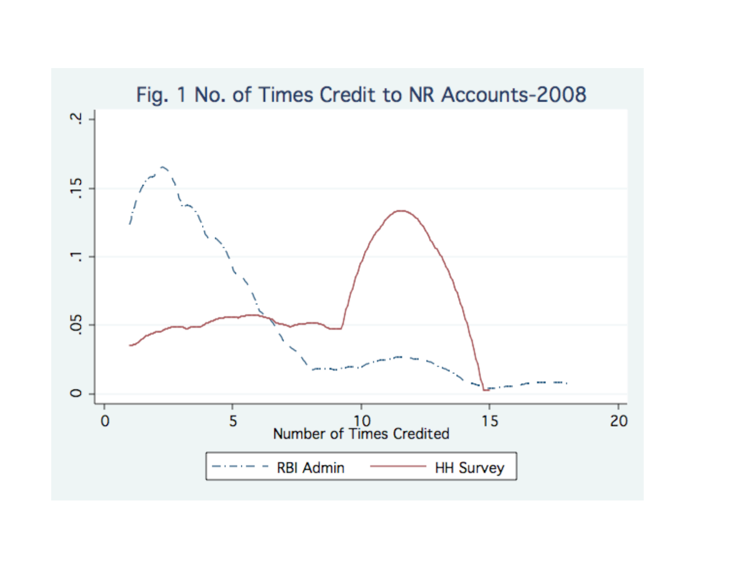Fig. 1 No. of Times Credit to NR Accounts-2008

Number of Times Credited

RBI Admin — HH Survey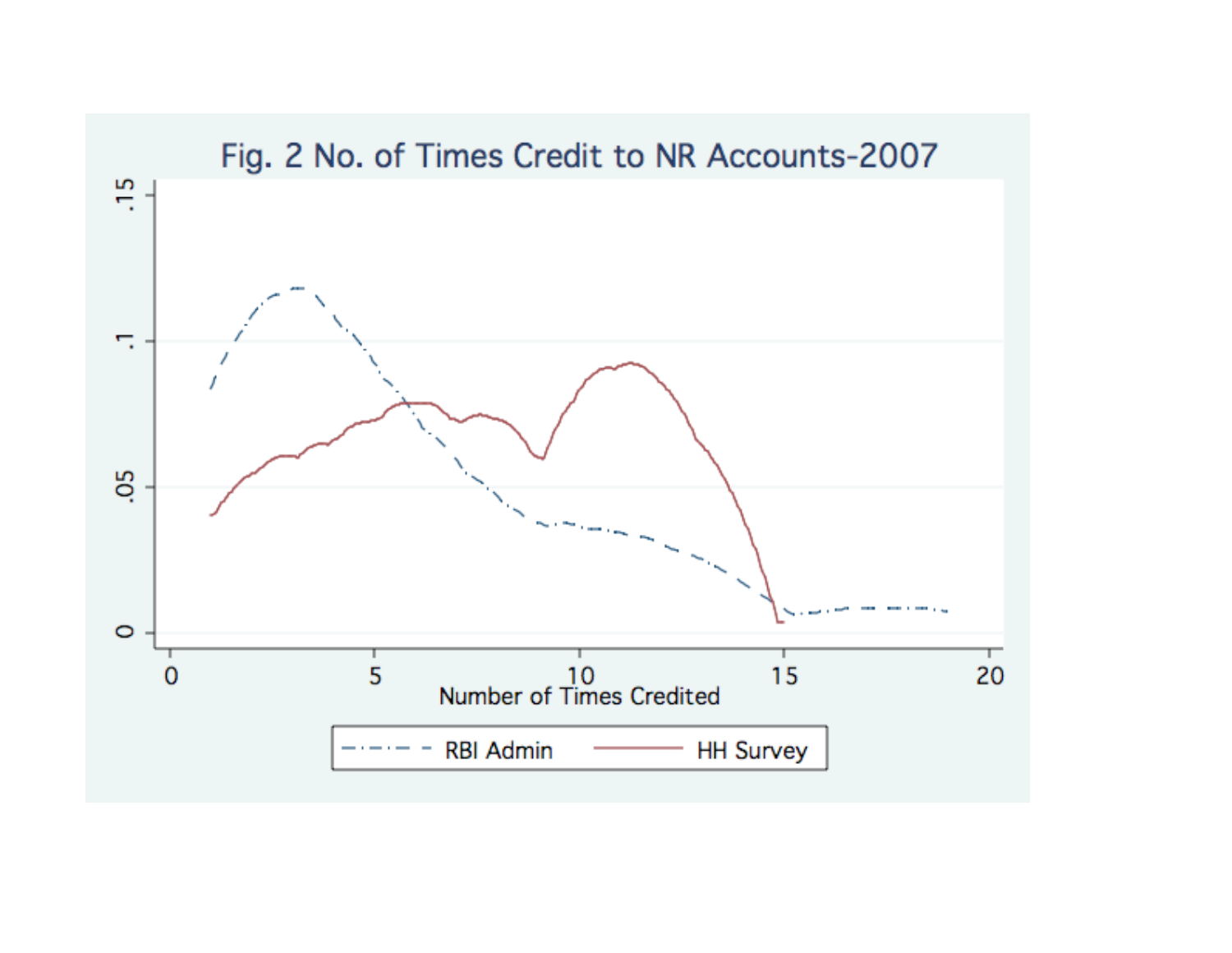Fig. 2 No. of Times Credit to NR Accounts-2007

.15

.1

.05

0

0 5 10 15 20

Number of Times Credited

RBI Admin HH Survey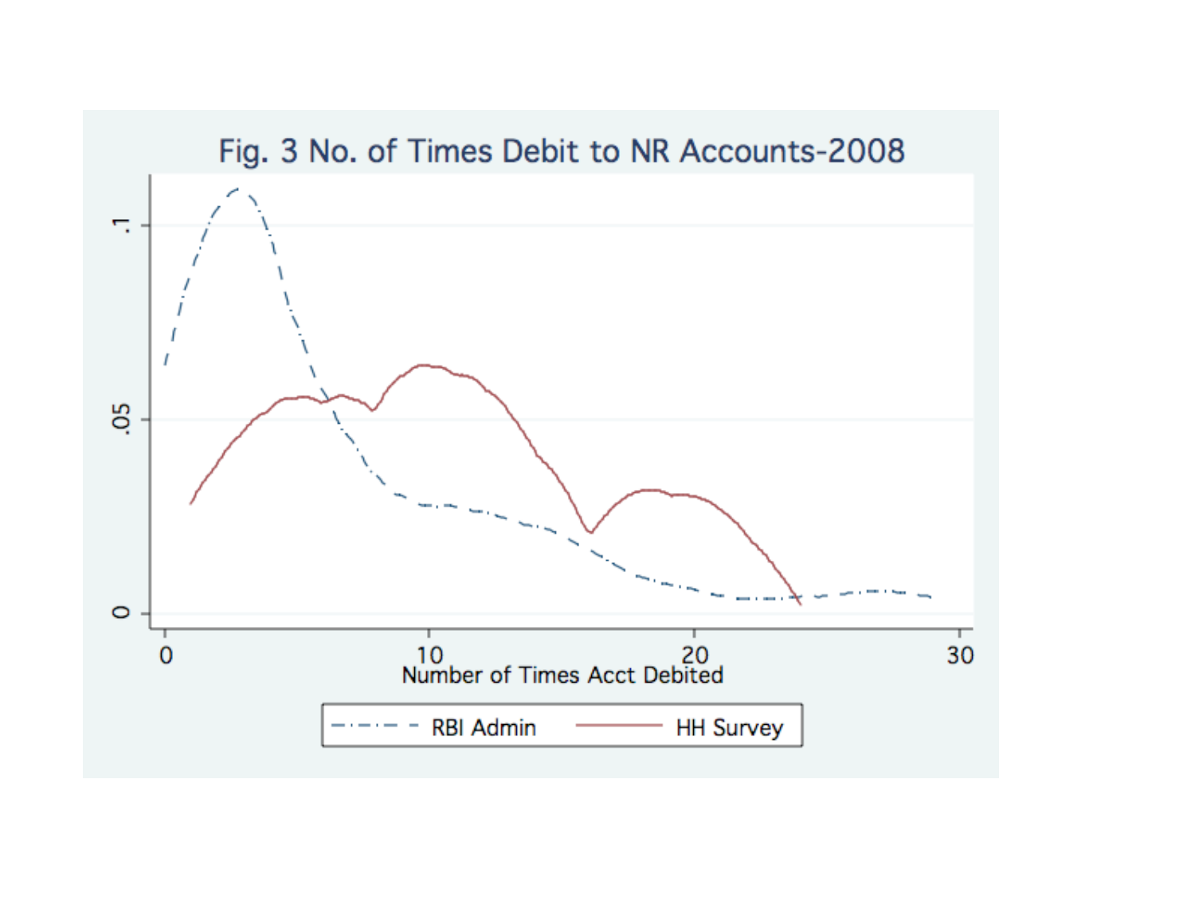Fig. 3 No. of Times Debit to NR Accounts-2008

Number of Times Acct Debited

RBI Admin — HH Survey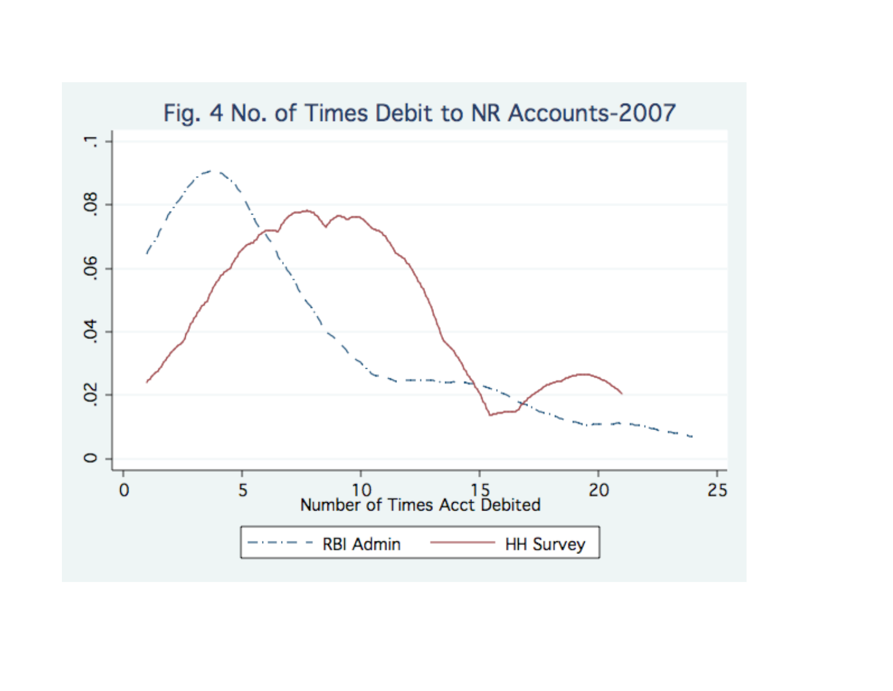Fig. 4 No. of Times Debit to NR Accounts-2007

Number of Times Acct Debited

RBI Admin — HH Survey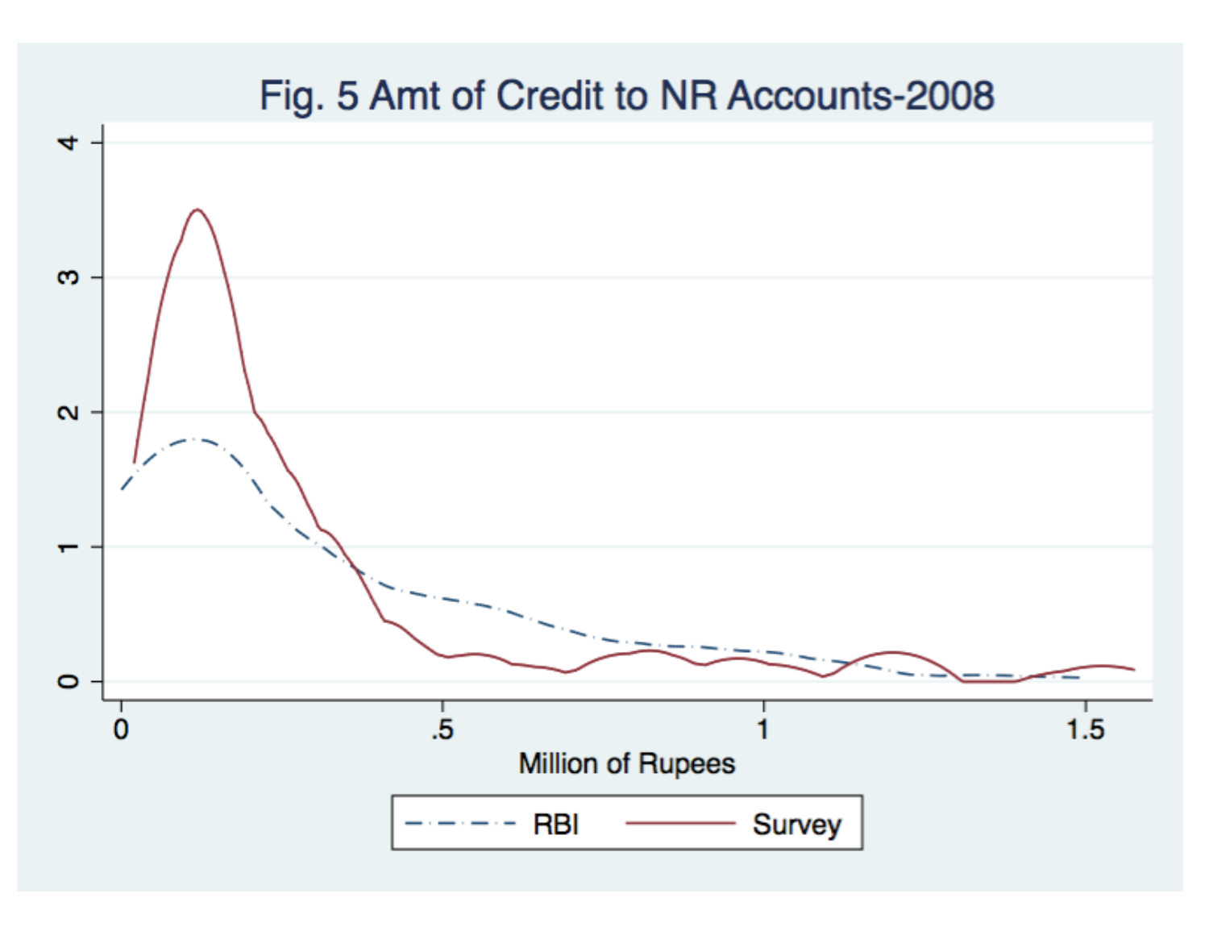Fig. 5 Amt of Credit to NR Accounts-2008

Million of Rupees

RBI — Survey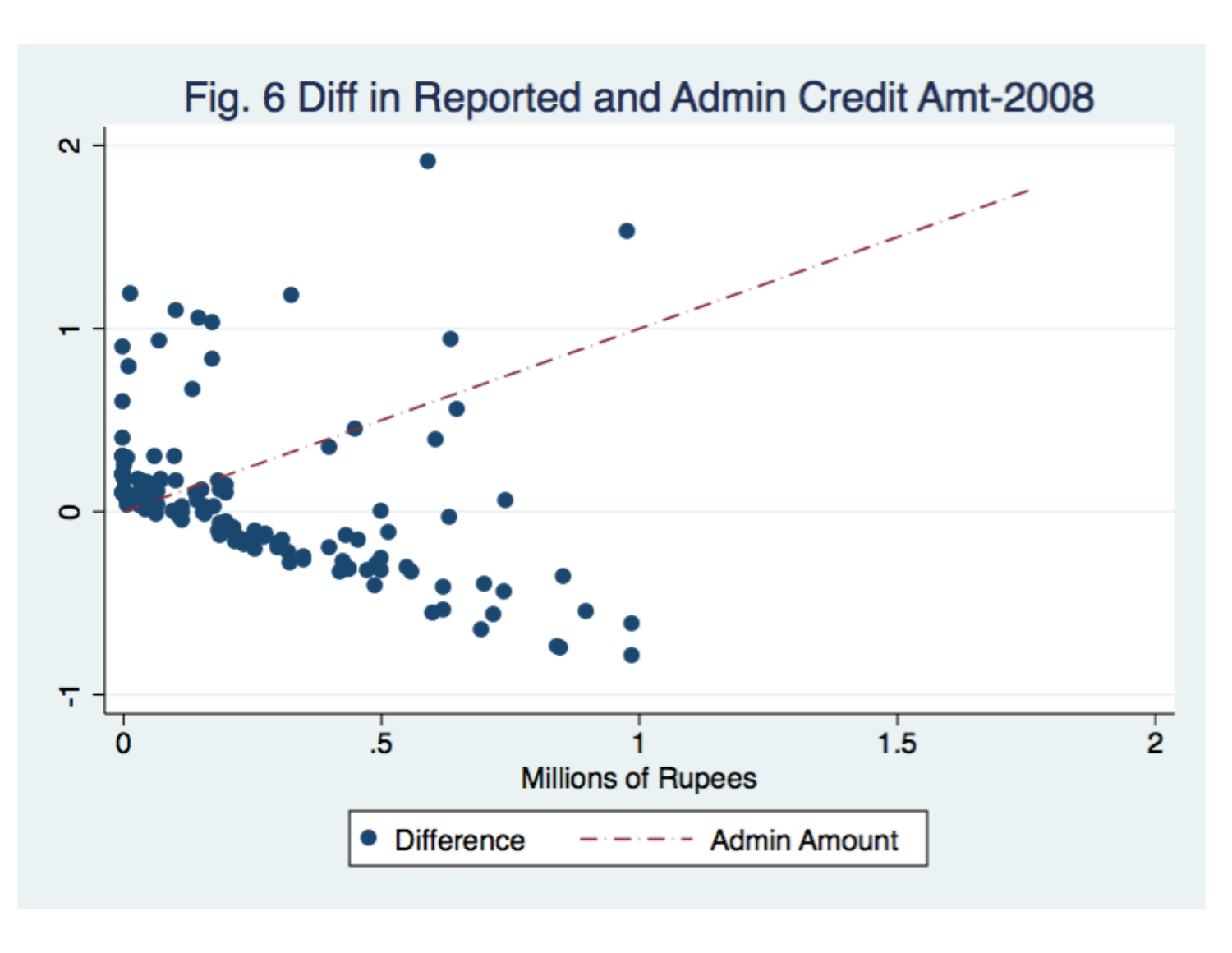Fig. 6 Diff in Reported and Admin Credit Amt-2008

Millions of Rupees

Difference — Admin Amount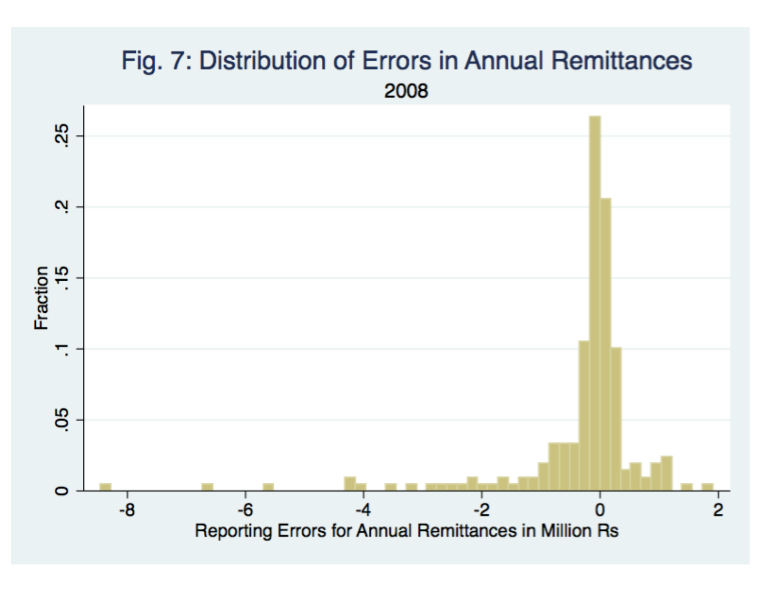Fig. 7: Distribution of Errors in Annual Remittances

2008

Fraction

0

.05

.1

.15

.2

.25

-8

-6

-4

-2

0

2

Reporting Errors for Annual Remittances in Million Rs